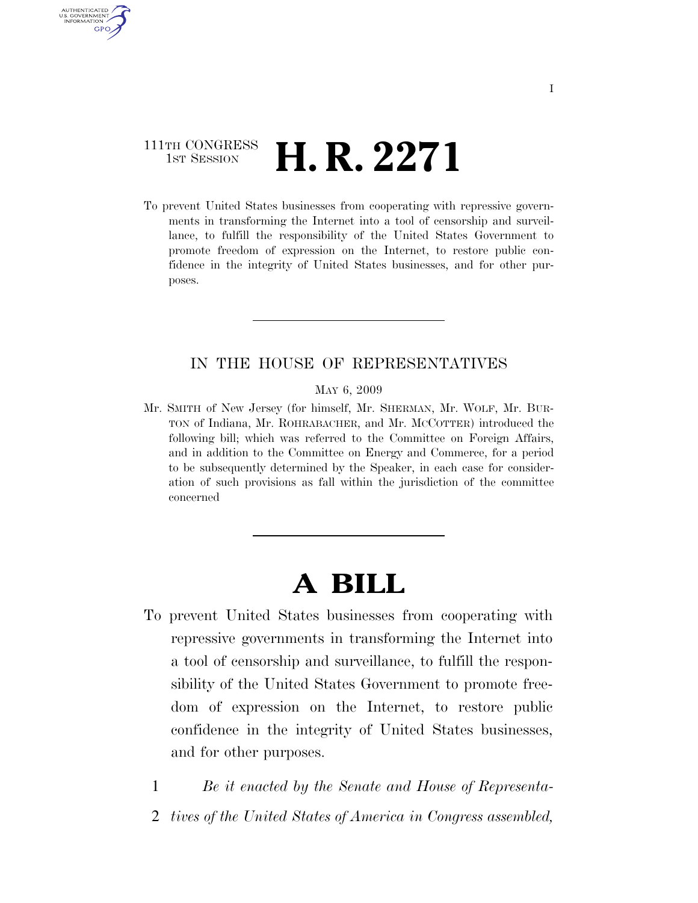111TH CONGRESS
1ST SESSION

# H. R. 2271

To prevent United States businesses from cooperating with repressive governments in transforming the Internet into a tool of censorship and surveillance, to fulfill the responsibility of the United States Government to promote freedom of expression on the Internet, to restore public confidence in the integrity of United States businesses, and for other purposes.

---

IN THE HOUSE OF REPRESENTATIVES

MAY 6, 2009

Mr. SMITH of New Jersey (for himself, Mr. SHERMAN, Mr. WOLF, Mr. BURTON of Indiana, Mr. ROHRABACHER, and Mr. MCCOTTER) introduced the following bill; which was referred to the Committee on Foreign Affairs, and in addition to the Committee on Energy and Commerce, for a period to be subsequently determined by the Speaker, in each case for consideration of such provisions as fall within the jurisdiction of the committee concerned

---

# A BILL

To prevent United States businesses from cooperating with repressive governments in transforming the Internet into a tool of censorship and surveillance, to fulfill the responsibility of the United States Government to promote freedom of expression on the Internet, to restore public confidence in the integrity of United States businesses, and for other purposes.

1 *Be it enacted by the Senate and House of Representa-*
2 *tives of the United States of America in Congress assembled,*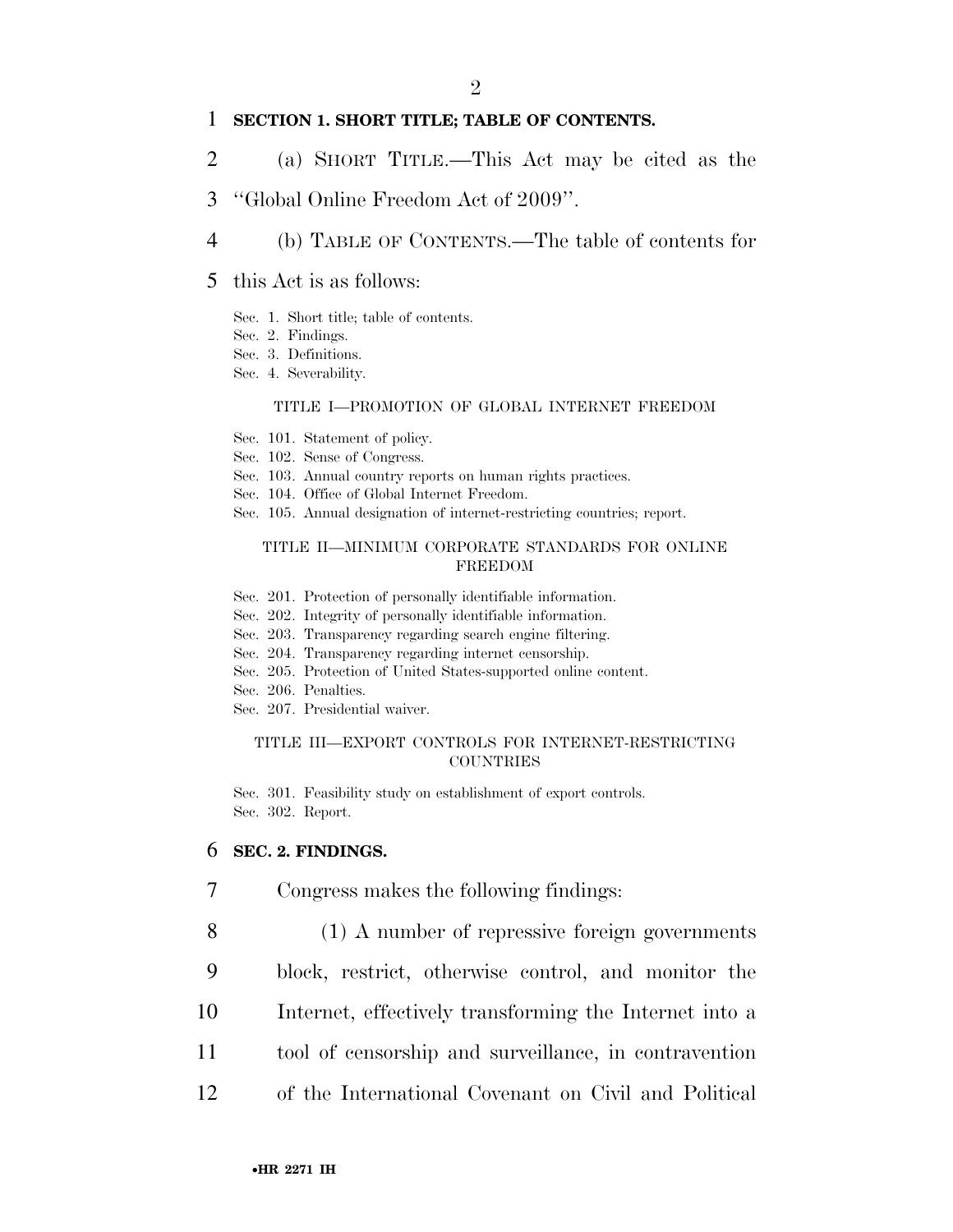**SECTION 1. SHORT TITLE; TABLE OF CONTENTS.**

(a) SHORT TITLE.—This Act may be cited as the "Global Online Freedom Act of 2009".

(b) TABLE OF CONTENTS.—The table of contents for this Act is as follows:

Sec. 1. Short title; table of contents.
Sec. 2. Findings.
Sec. 3. Definitions.
Sec. 4. Severability.

TITLE I—PROMOTION OF GLOBAL INTERNET FREEDOM

Sec. 101. Statement of policy.
Sec. 102. Sense of Congress.
Sec. 103. Annual country reports on human rights practices.
Sec. 104. Office of Global Internet Freedom.
Sec. 105. Annual designation of internet-restricting countries; report.

TITLE II—MINIMUM CORPORATE STANDARDS FOR ONLINE FREEDOM

Sec. 201. Protection of personally identifiable information.
Sec. 202. Integrity of personally identifiable information.
Sec. 203. Transparency regarding search engine filtering.
Sec. 204. Transparency regarding internet censorship.
Sec. 205. Protection of United States-supported online content.
Sec. 206. Penalties.
Sec. 207. Presidential waiver.

TITLE III—EXPORT CONTROLS FOR INTERNET-RESTRICTING COUNTRIES

Sec. 301. Feasibility study on establishment of export controls.
Sec. 302. Report.

**SEC. 2. FINDINGS.**

Congress makes the following findings:

(1) A number of repressive foreign governments block, restrict, otherwise control, and monitor the Internet, effectively transforming the Internet into a tool of censorship and surveillance, in contravention of the International Covenant on Civil and Political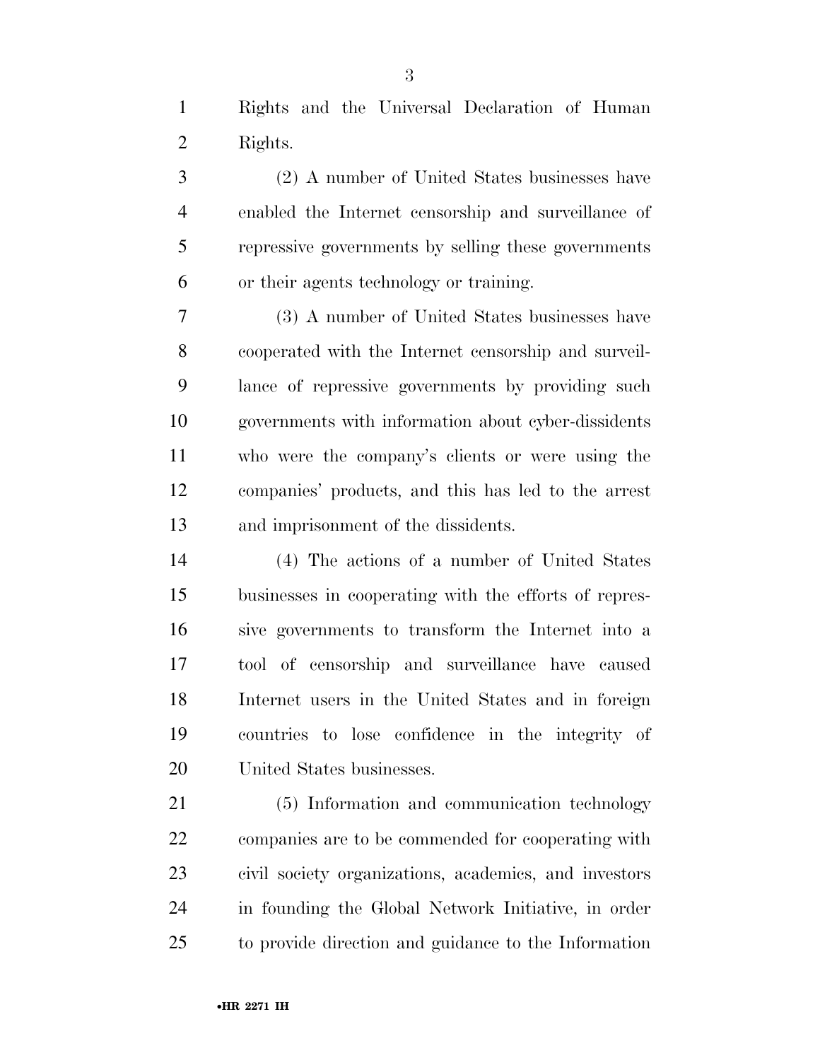Rights and the Universal Declaration of Human Rights.

(2) A number of United States businesses have enabled the Internet censorship and surveillance of repressive governments by selling these governments or their agents technology or training.

(3) A number of United States businesses have cooperated with the Internet censorship and surveillance of repressive governments by providing such governments with information about cyber-dissidents who were the company's clients or were using the companies' products, and this has led to the arrest and imprisonment of the dissidents.

(4) The actions of a number of United States businesses in cooperating with the efforts of repressive governments to transform the Internet into a tool of censorship and surveillance have caused Internet users in the United States and in foreign countries to lose confidence in the integrity of United States businesses.

(5) Information and communication technology companies are to be commended for cooperating with civil society organizations, academics, and investors in founding the Global Network Initiative, in order to provide direction and guidance to the Information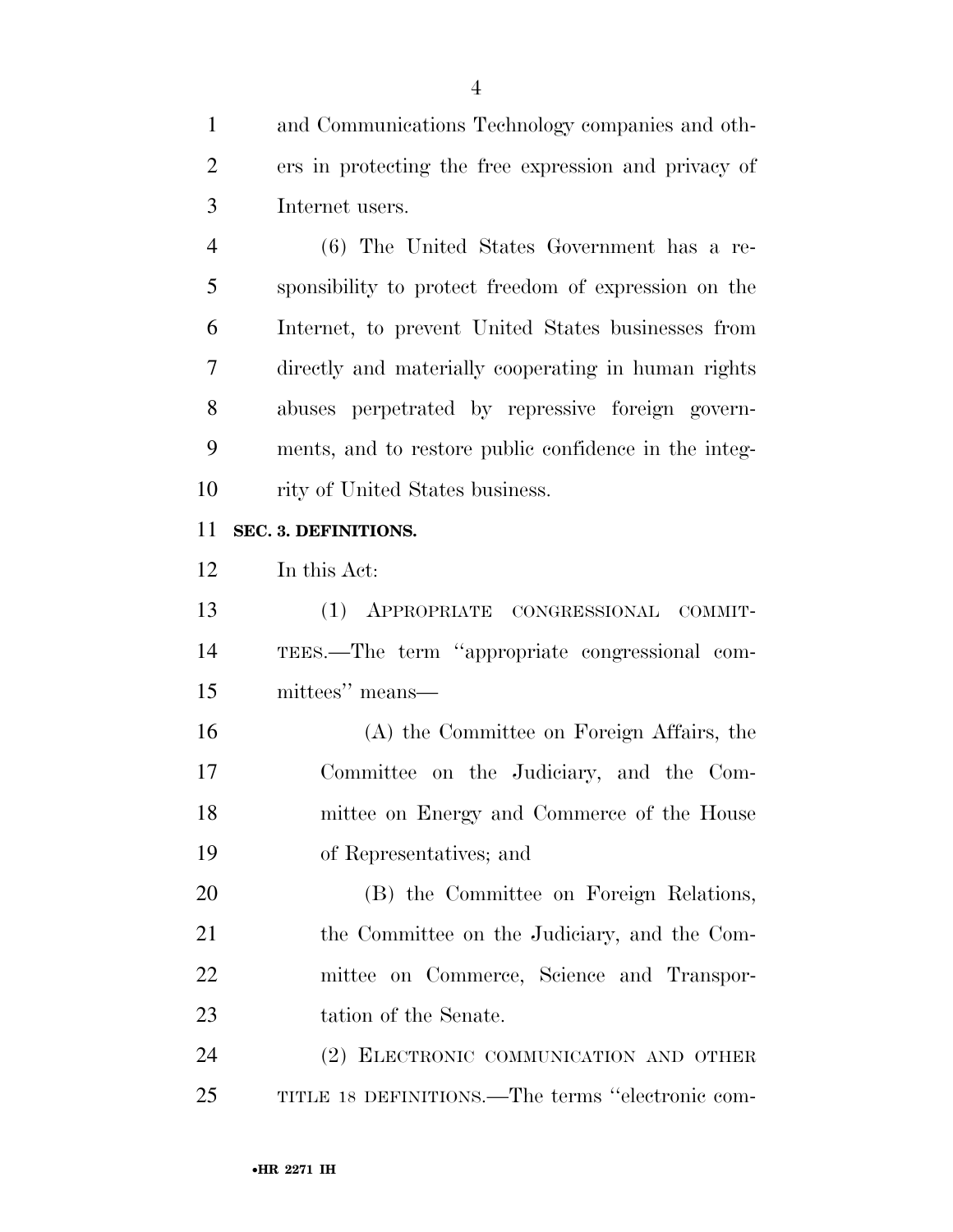and Communications Technology companies and others in protecting the free expression and privacy of Internet users.

(6) The United States Government has a responsibility to protect freedom of expression on the Internet, to prevent United States businesses from directly and materially cooperating in human rights abuses perpetrated by repressive foreign governments, and to restore public confidence in the integrity of United States business.

**SEC. 3. DEFINITIONS.**

In this Act:

(1) APPROPRIATE CONGRESSIONAL COMMITTEES.—The term "appropriate congressional committees" means—

(A) the Committee on Foreign Affairs, the Committee on the Judiciary, and the Committee on Energy and Commerce of the House of Representatives; and

(B) the Committee on Foreign Relations, the Committee on the Judiciary, and the Committee on Commerce, Science and Transportation of the Senate.

(2) ELECTRONIC COMMUNICATION AND OTHER TITLE 18 DEFINITIONS.—The terms "electronic com-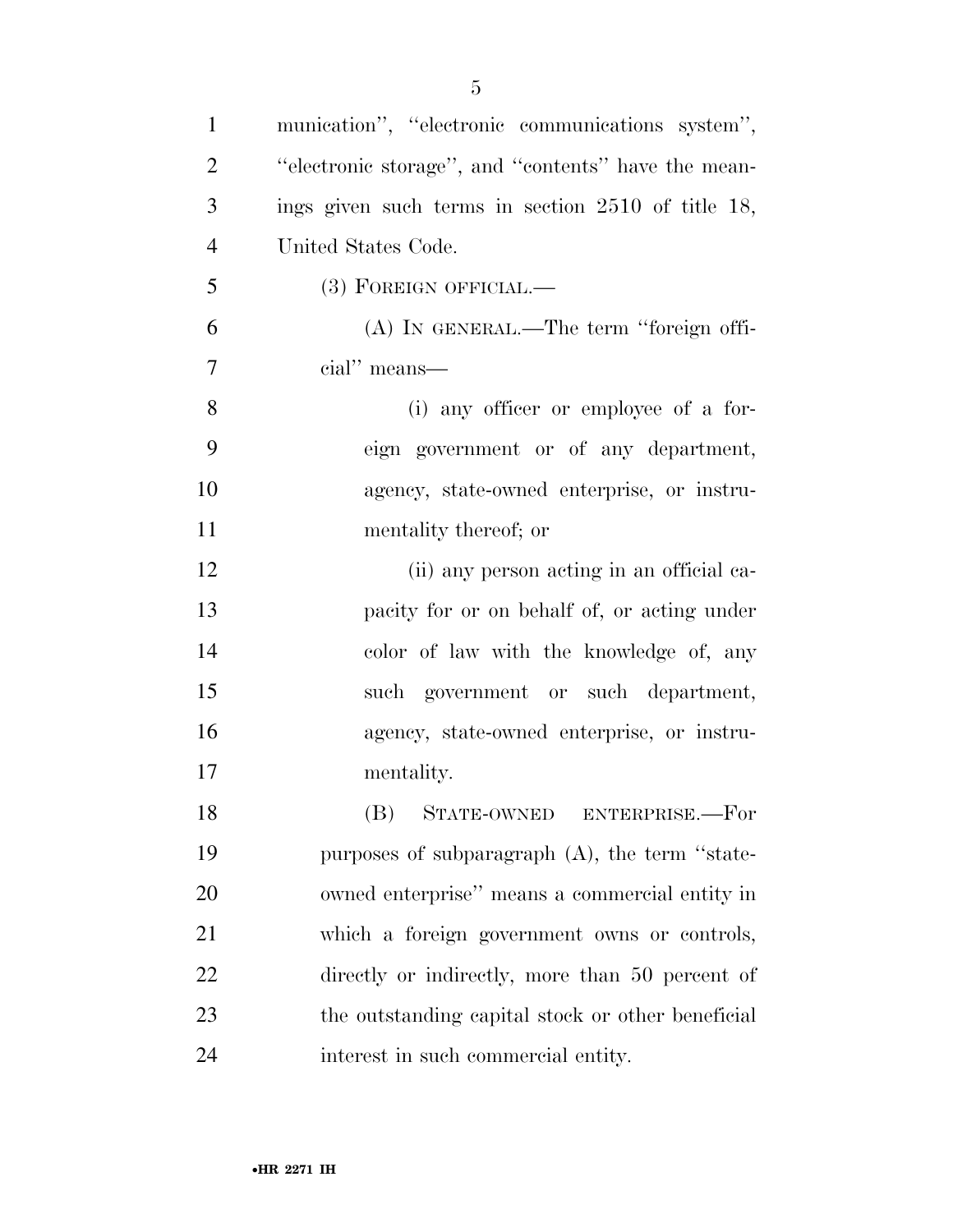munication'', ''electronic communications system'', ''electronic storage'', and ''contents'' have the meanings given such terms in section 2510 of title 18, United States Code.

(3) FOREIGN OFFICIAL.—

(A) IN GENERAL.—The term ''foreign official'' means—

(i) any officer or employee of a foreign government or of any department, agency, state-owned enterprise, or instrumentality thereof; or

(ii) any person acting in an official capacity for or on behalf of, or acting under color of law with the knowledge of, any such government or such department, agency, state-owned enterprise, or instrumentality.

(B) STATE-OWNED ENTERPRISE.—For purposes of subparagraph (A), the term ''state-owned enterprise'' means a commercial entity in which a foreign government owns or controls, directly or indirectly, more than 50 percent of the outstanding capital stock or other beneficial interest in such commercial entity.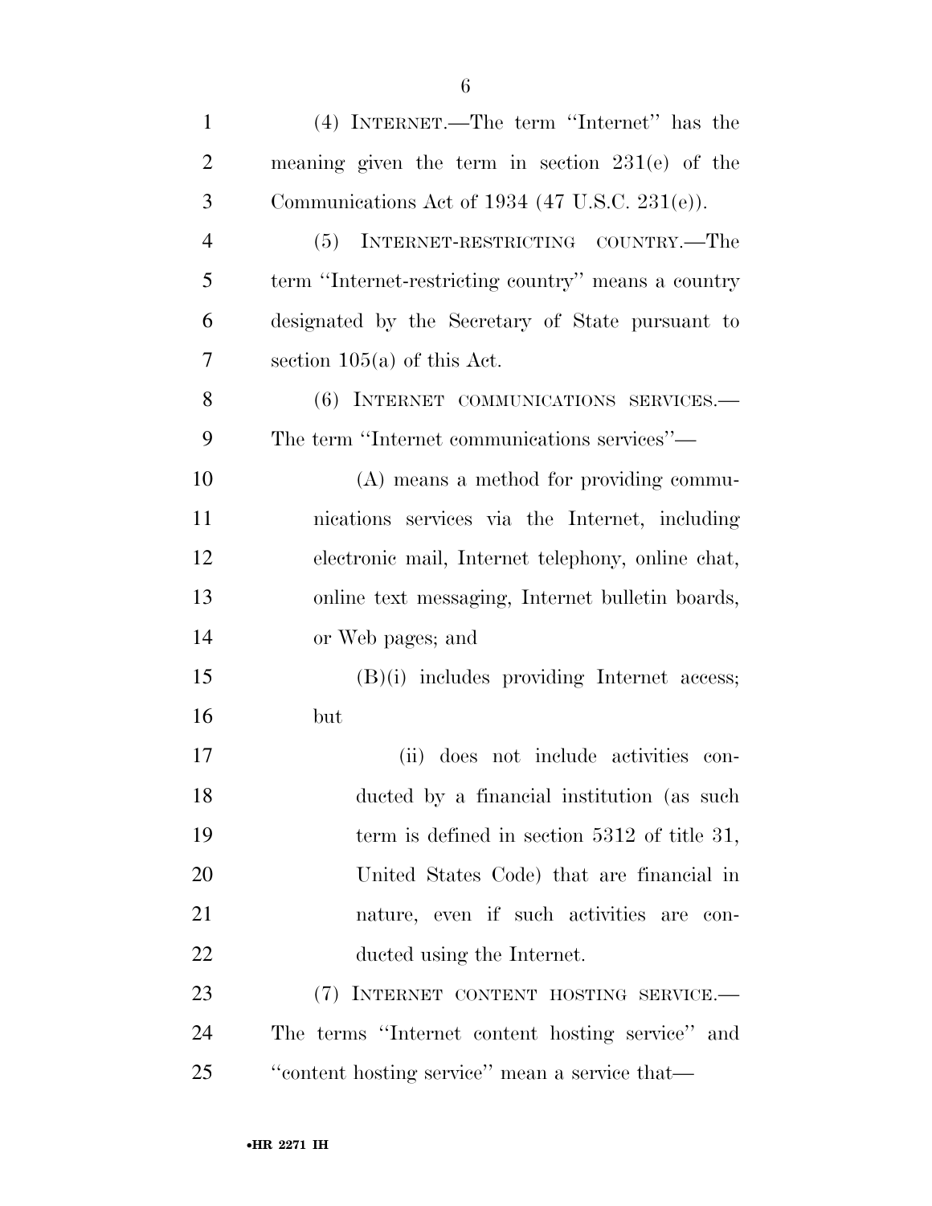(4) INTERNET.—The term ''Internet'' has the meaning given the term in section 231(e) of the Communications Act of 1934 (47 U.S.C. 231(e)).

(5) INTERNET-RESTRICTING COUNTRY.—The term ''Internet-restricting country'' means a country designated by the Secretary of State pursuant to section 105(a) of this Act.

(6) INTERNET COMMUNICATIONS SERVICES.—The term ''Internet communications services''—

(A) means a method for providing communications services via the Internet, including electronic mail, Internet telephony, online chat, online text messaging, Internet bulletin boards, or Web pages; and

(B)(i) includes providing Internet access; but

(ii) does not include activities conducted by a financial institution (as such term is defined in section 5312 of title 31, United States Code) that are financial in nature, even if such activities are conducted using the Internet.

(7) INTERNET CONTENT HOSTING SERVICE.—The terms ''Internet content hosting service'' and ''content hosting service'' mean a service that—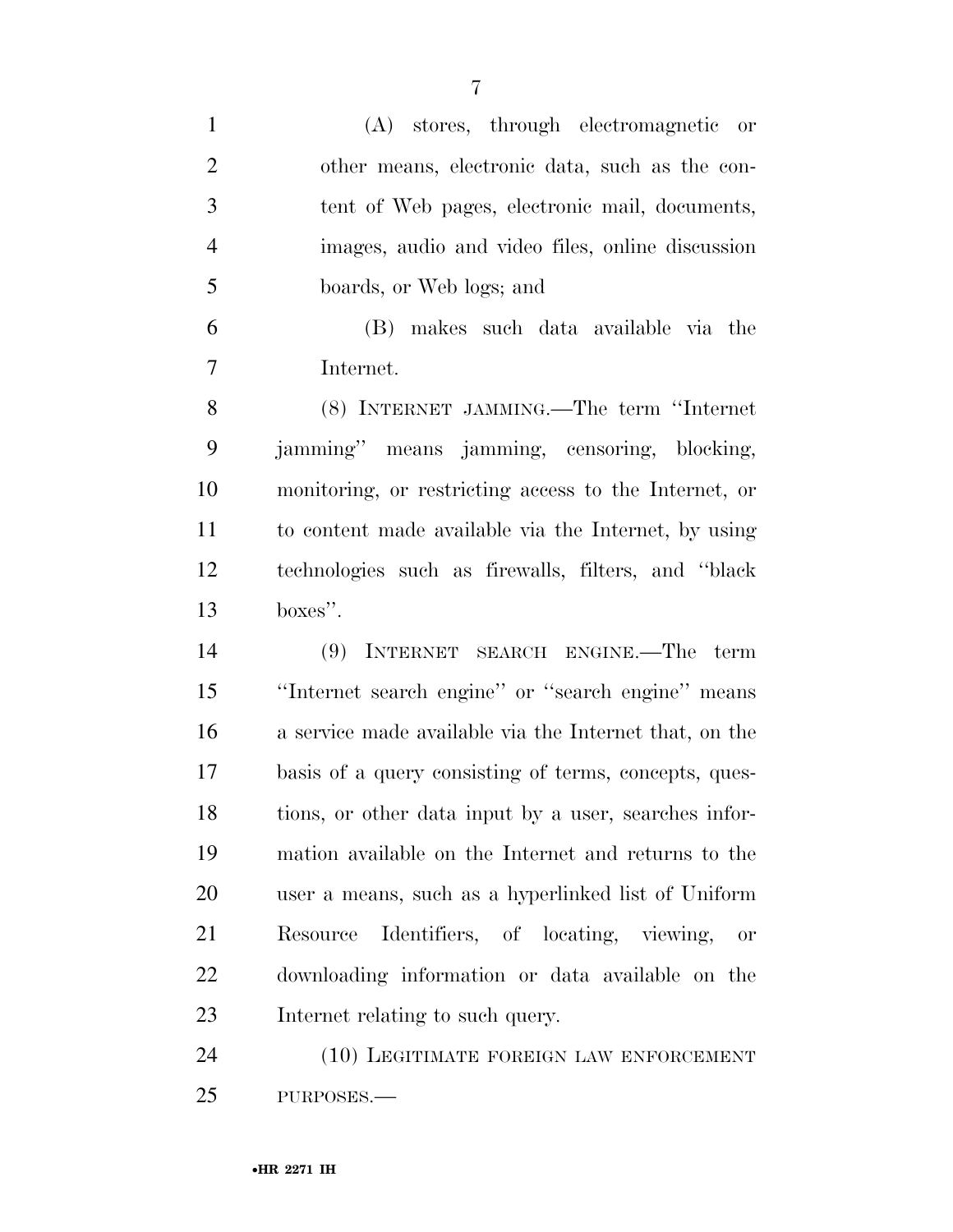(A) stores, through electromagnetic or other means, electronic data, such as the content of Web pages, electronic mail, documents, images, audio and video files, online discussion boards, or Web logs; and

(B) makes such data available via the Internet.

(8) INTERNET JAMMING.—The term ''Internet jamming'' means jamming, censoring, blocking, monitoring, or restricting access to the Internet, or to content made available via the Internet, by using technologies such as firewalls, filters, and ''black boxes''.

(9) INTERNET SEARCH ENGINE.—The term ''Internet search engine'' or ''search engine'' means a service made available via the Internet that, on the basis of a query consisting of terms, concepts, questions, or other data input by a user, searches information available on the Internet and returns to the user a means, such as a hyperlinked list of Uniform Resource Identifiers, of locating, viewing, or downloading information or data available on the Internet relating to such query.

(10) LEGITIMATE FOREIGN LAW ENFORCEMENT PURPOSES.—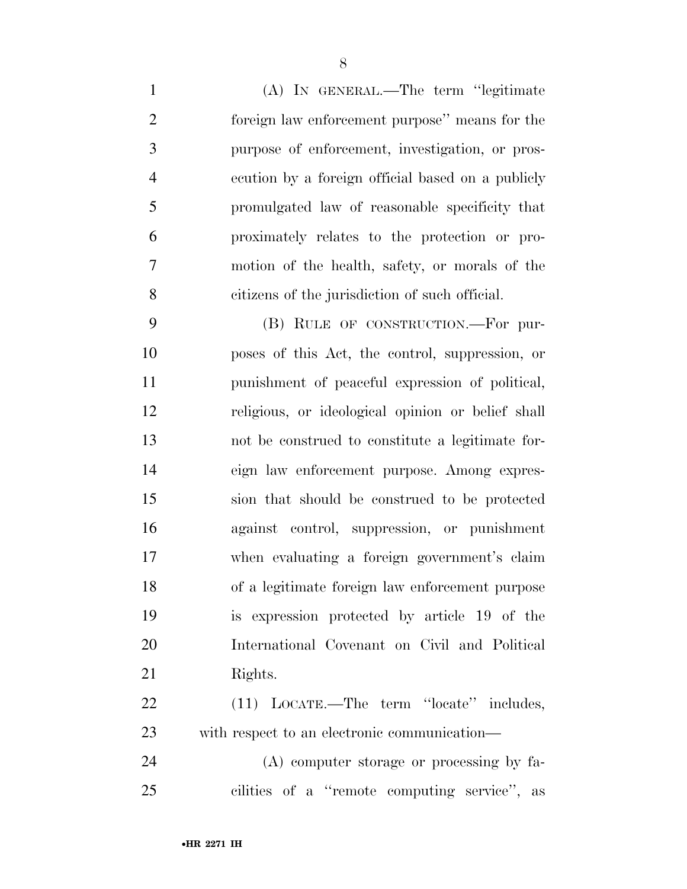(A) IN GENERAL.—The term ''legitimate foreign law enforcement purpose'' means for the purpose of enforcement, investigation, or prosecution by a foreign official based on a publicly promulgated law of reasonable specificity that proximately relates to the protection or promotion of the health, safety, or morals of the citizens of the jurisdiction of such official.

(B) RULE OF CONSTRUCTION.—For purposes of this Act, the control, suppression, or punishment of peaceful expression of political, religious, or ideological opinion or belief shall not be construed to constitute a legitimate foreign law enforcement purpose. Among expression that should be construed to be protected against control, suppression, or punishment when evaluating a foreign government's claim of a legitimate foreign law enforcement purpose is expression protected by article 19 of the International Covenant on Civil and Political Rights.

(11) LOCATE.—The term ''locate'' includes, with respect to an electronic communication—

(A) computer storage or processing by facilities of a ''remote computing service'', as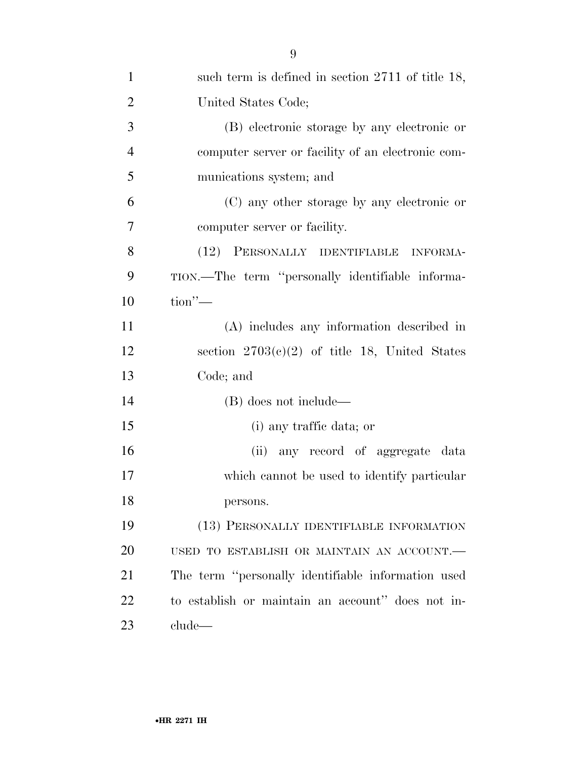such term is defined in section 2711 of title 18, United States Code;

(B) electronic storage by any electronic or computer server or facility of an electronic communications system; and

(C) any other storage by any electronic or computer server or facility.

(12) PERSONALLY IDENTIFIABLE INFORMATION.—The term "personally identifiable information"—

(A) includes any information described in section 2703(c)(2) of title 18, United States Code; and

(B) does not include—

(i) any traffic data; or

(ii) any record of aggregate data which cannot be used to identify particular persons.

(13) PERSONALLY IDENTIFIABLE INFORMATION USED TO ESTABLISH OR MAINTAIN AN ACCOUNT.—The term "personally identifiable information used to establish or maintain an account" does not include—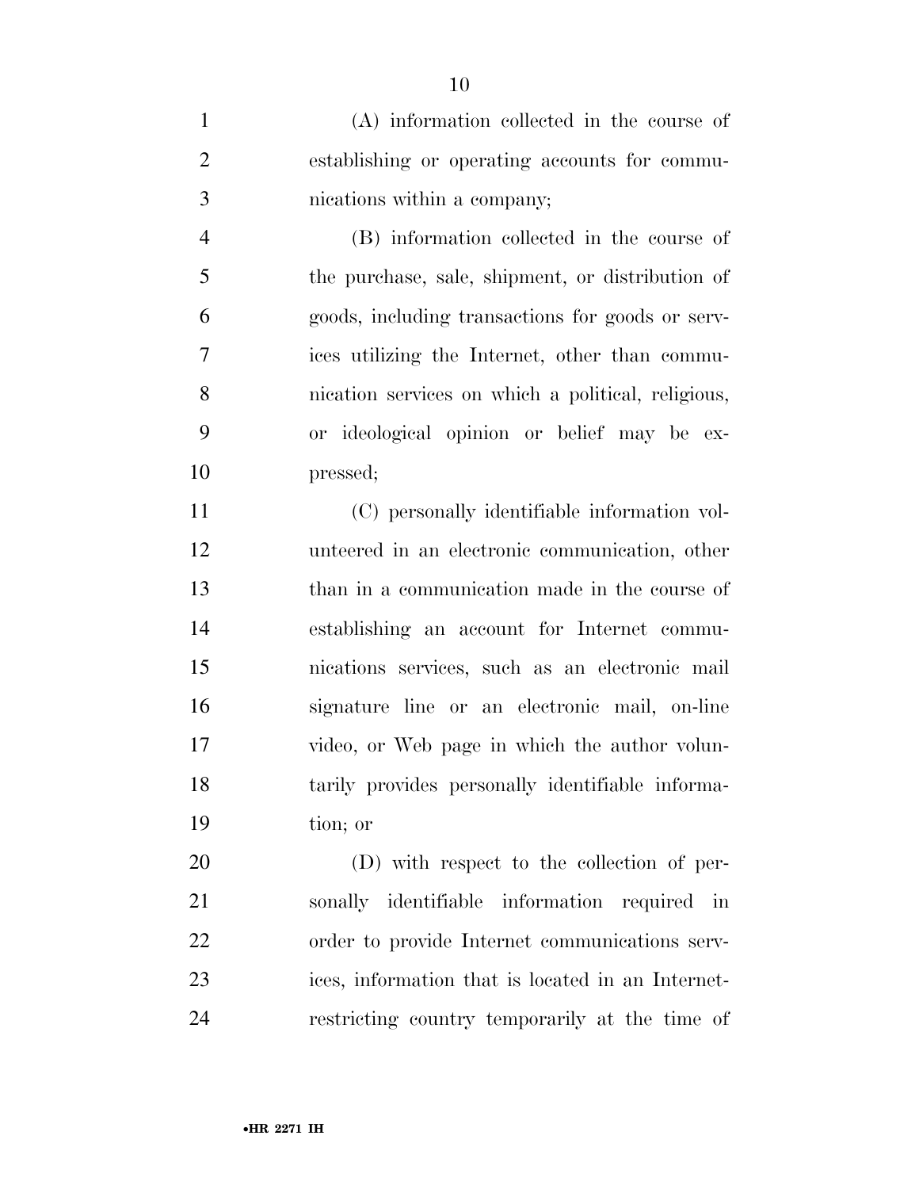(A) information collected in the course of establishing or operating accounts for communications within a company;

(B) information collected in the course of the purchase, sale, shipment, or distribution of goods, including transactions for goods or services utilizing the Internet, other than communication services on which a political, religious, or ideological opinion or belief may be expressed;

(C) personally identifiable information volunteered in an electronic communication, other than in a communication made in the course of establishing an account for Internet communications services, such as an electronic mail signature line or an electronic mail, on-line video, or Web page in which the author voluntarily provides personally identifiable information; or

(D) with respect to the collection of personally identifiable information required in order to provide Internet communications services, information that is located in an Internet-restricting country temporarily at the time of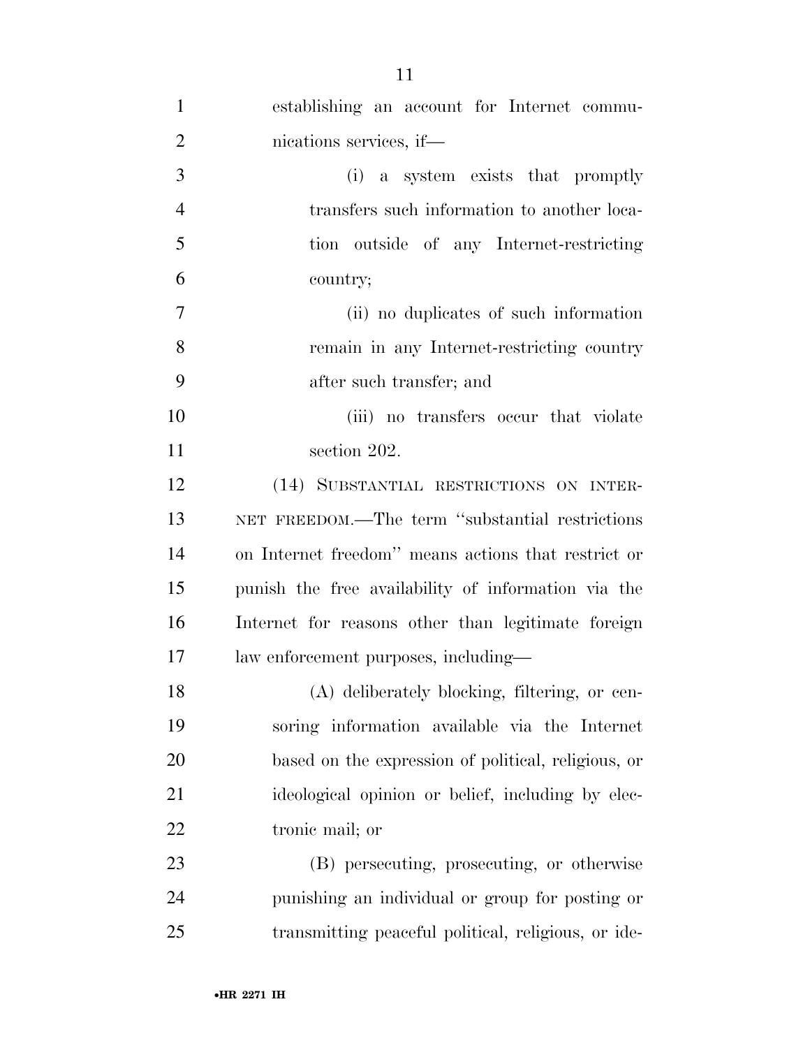establishing an account for Internet communications services, if—

(i) a system exists that promptly transfers such information to another location outside of any Internet-restricting country;

(ii) no duplicates of such information remain in any Internet-restricting country after such transfer; and

(iii) no transfers occur that violate section 202.

(14) SUBSTANTIAL RESTRICTIONS ON INTERNET FREEDOM.—The term ''substantial restrictions on Internet freedom'' means actions that restrict or punish the free availability of information via the Internet for reasons other than legitimate foreign law enforcement purposes, including—

(A) deliberately blocking, filtering, or censoring information available via the Internet based on the expression of political, religious, or ideological opinion or belief, including by electronic mail; or

(B) persecuting, prosecuting, or otherwise punishing an individual or group for posting or transmitting peaceful political, religious, or ide-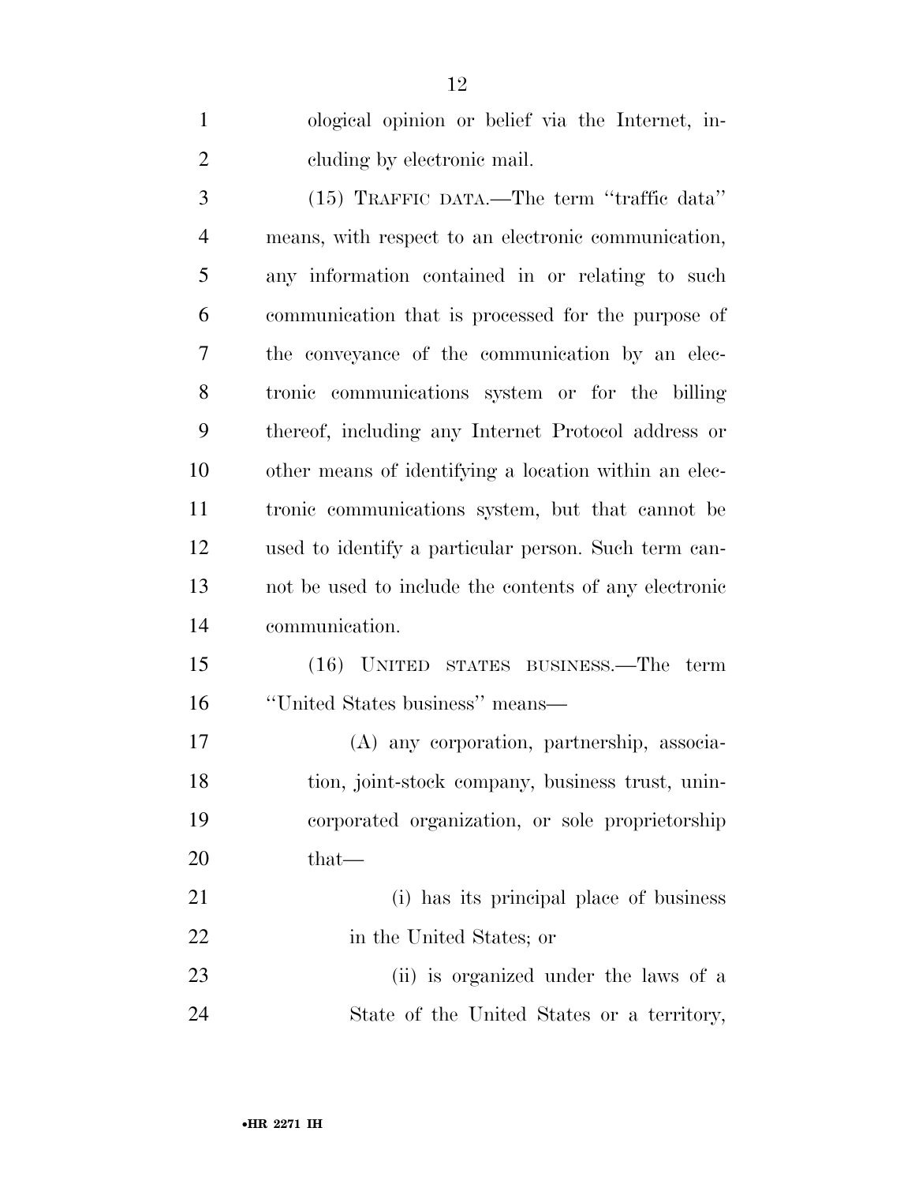ological opinion or belief via the Internet, including by electronic mail.

(15) TRAFFIC DATA.—The term "traffic data" means, with respect to an electronic communication, any information contained in or relating to such communication that is processed for the purpose of the conveyance of the communication by an electronic communications system or for the billing thereof, including any Internet Protocol address or other means of identifying a location within an electronic communications system, but that cannot be used to identify a particular person. Such term cannot be used to include the contents of any electronic communication.

(16) UNITED STATES BUSINESS.—The term "United States business" means—

(A) any corporation, partnership, association, joint-stock company, business trust, unincorporated organization, or sole proprietorship that—

(i) has its principal place of business in the United States; or

(ii) is organized under the laws of a State of the United States or a territory,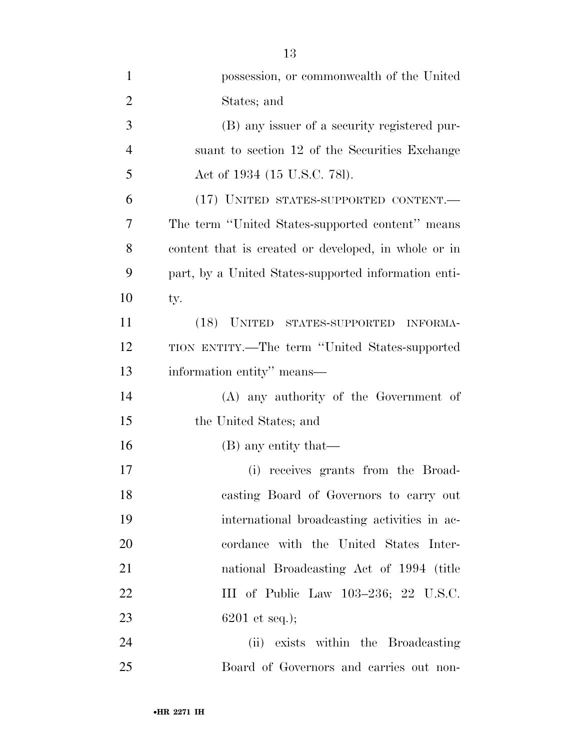possession, or commonwealth of the United States; and

(B) any issuer of a security registered pursuant to section 12 of the Securities Exchange Act of 1934 (15 U.S.C. 78l).

(17) UNITED STATES-SUPPORTED CONTENT.—The term ''United States-supported content'' means content that is created or developed, in whole or in part, by a United States-supported information entity.

(18) UNITED STATES-SUPPORTED INFORMATION ENTITY.—The term ''United States-supported information entity'' means—

(A) any authority of the Government of the United States; and

(B) any entity that—

(i) receives grants from the Broadcasting Board of Governors to carry out international broadcasting activities in accordance with the United States International Broadcasting Act of 1994 (title III of Public Law 103–236; 22 U.S.C. 6201 et seq.);

(ii) exists within the Broadcasting Board of Governors and carries out non-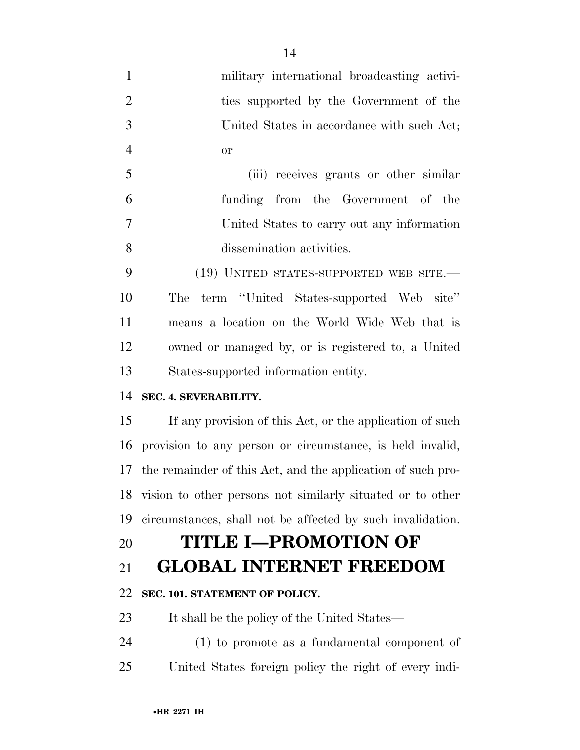military international broadcasting activities supported by the Government of the United States in accordance with such Act; or

(iii) receives grants or other similar funding from the Government of the United States to carry out any information dissemination activities.

(19) UNITED STATES-SUPPORTED WEB SITE.— The term ''United States-supported Web site'' means a location on the World Wide Web that is owned or managed by, or is registered to, a United States-supported information entity.

**SEC. 4. SEVERABILITY.**

If any provision of this Act, or the application of such provision to any person or circumstance, is held invalid, the remainder of this Act, and the application of such provision to other persons not similarly situated or to other circumstances, shall not be affected by such invalidation.

# TITLE I—PROMOTION OF GLOBAL INTERNET FREEDOM

**SEC. 101. STATEMENT OF POLICY.**

It shall be the policy of the United States—

(1) to promote as a fundamental component of United States foreign policy the right of every indi-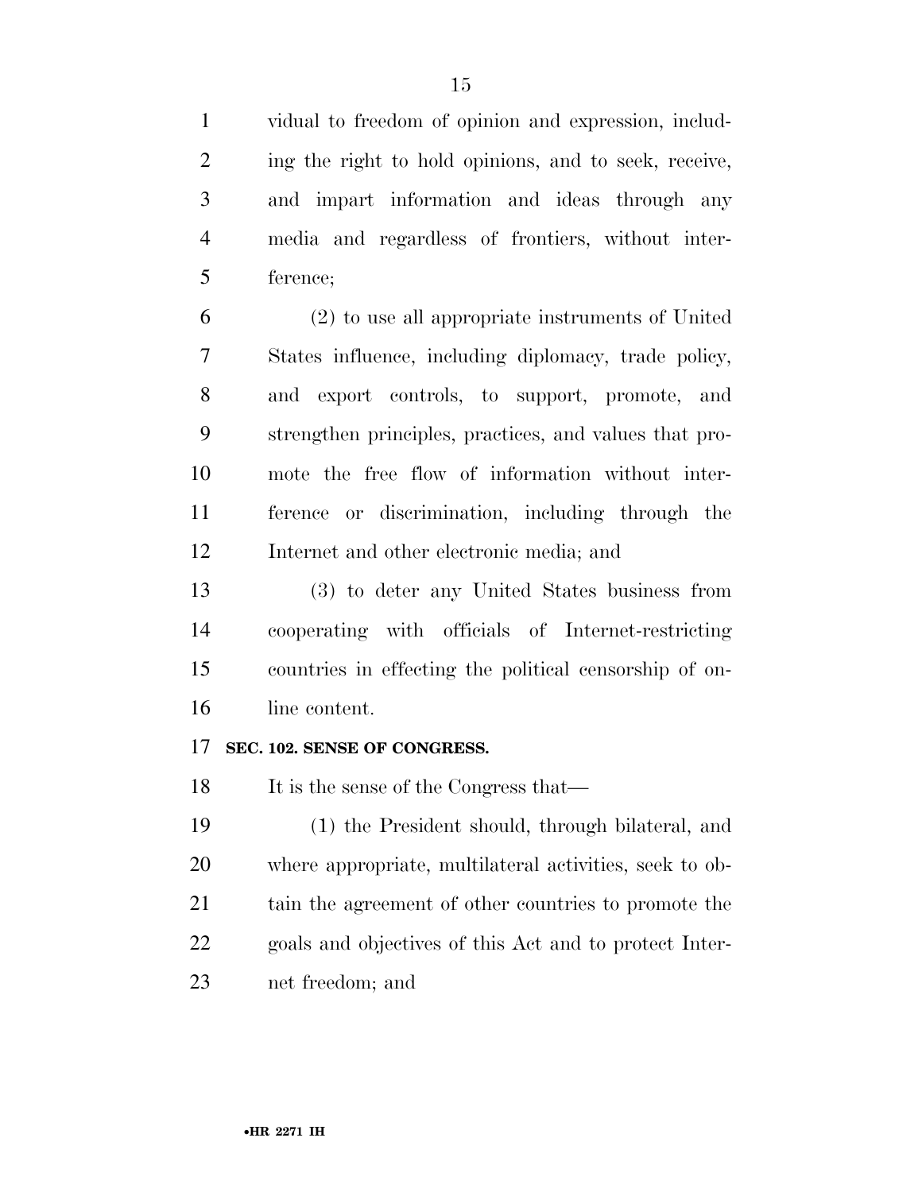vidual to freedom of opinion and expression, including the right to hold opinions, and to seek, receive, and impart information and ideas through any media and regardless of frontiers, without interference;

(2) to use all appropriate instruments of United States influence, including diplomacy, trade policy, and export controls, to support, promote, and strengthen principles, practices, and values that promote the free flow of information without interference or discrimination, including through the Internet and other electronic media; and

(3) to deter any United States business from cooperating with officials of Internet-restricting countries in effecting the political censorship of online content.

**SEC. 102. SENSE OF CONGRESS.**

It is the sense of the Congress that—

(1) the President should, through bilateral, and where appropriate, multilateral activities, seek to obtain the agreement of other countries to promote the goals and objectives of this Act and to protect Internet freedom; and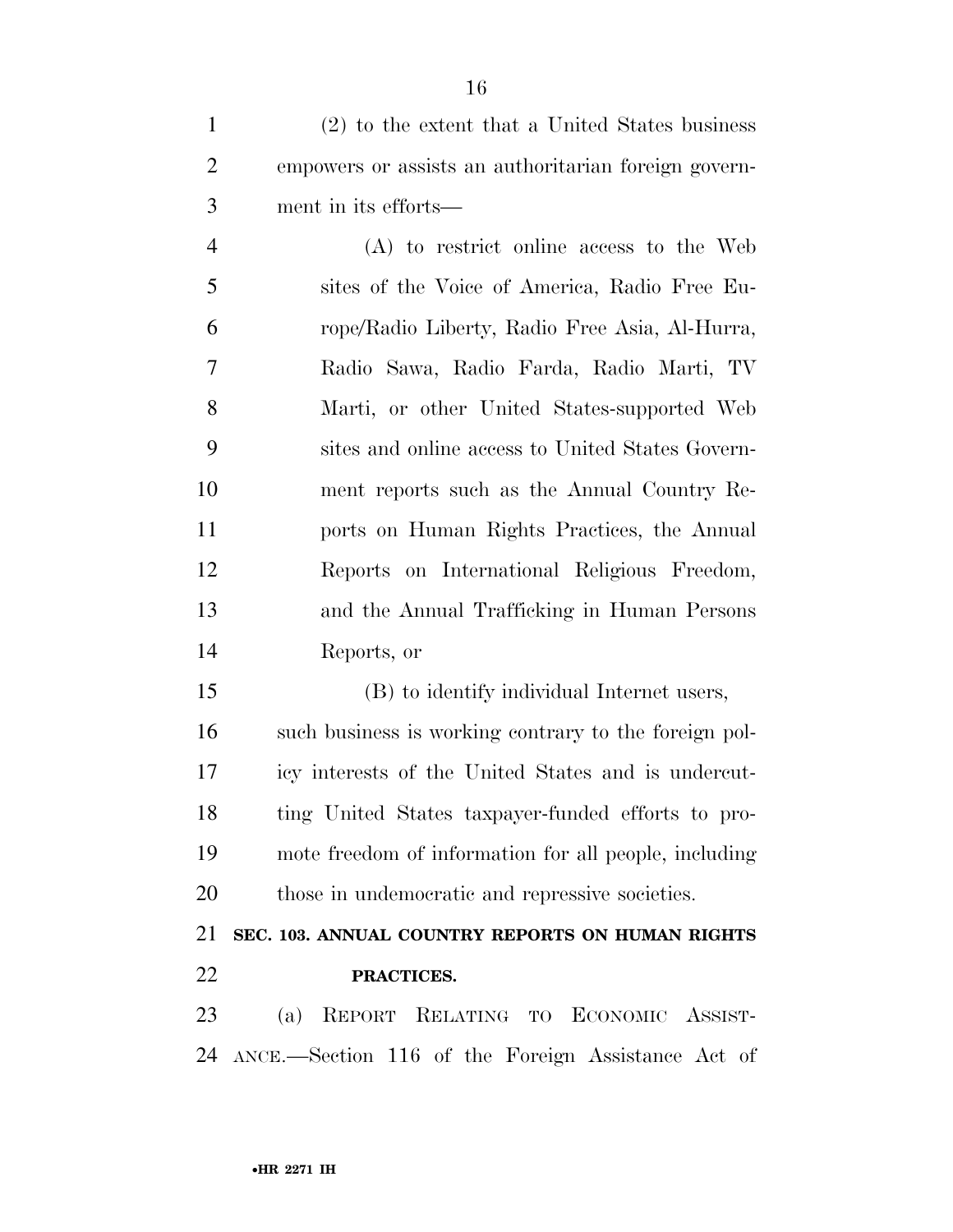(2) to the extent that a United States business empowers or assists an authoritarian foreign government in its efforts—

(A) to restrict online access to the Web sites of the Voice of America, Radio Free Europe/Radio Liberty, Radio Free Asia, Al-Hurra, Radio Sawa, Radio Farda, Radio Marti, TV Marti, or other United States-supported Web sites and online access to United States Government reports such as the Annual Country Reports on Human Rights Practices, the Annual Reports on International Religious Freedom, and the Annual Trafficking in Human Persons Reports, or

(B) to identify individual Internet users,

such business is working contrary to the foreign policy interests of the United States and is undercutting United States taxpayer-funded efforts to promote freedom of information for all people, including those in undemocratic and repressive societies.

**SEC. 103. ANNUAL COUNTRY REPORTS ON HUMAN RIGHTS PRACTICES.**

(a) REPORT RELATING TO ECONOMIC ASSISTANCE.—Section 116 of the Foreign Assistance Act of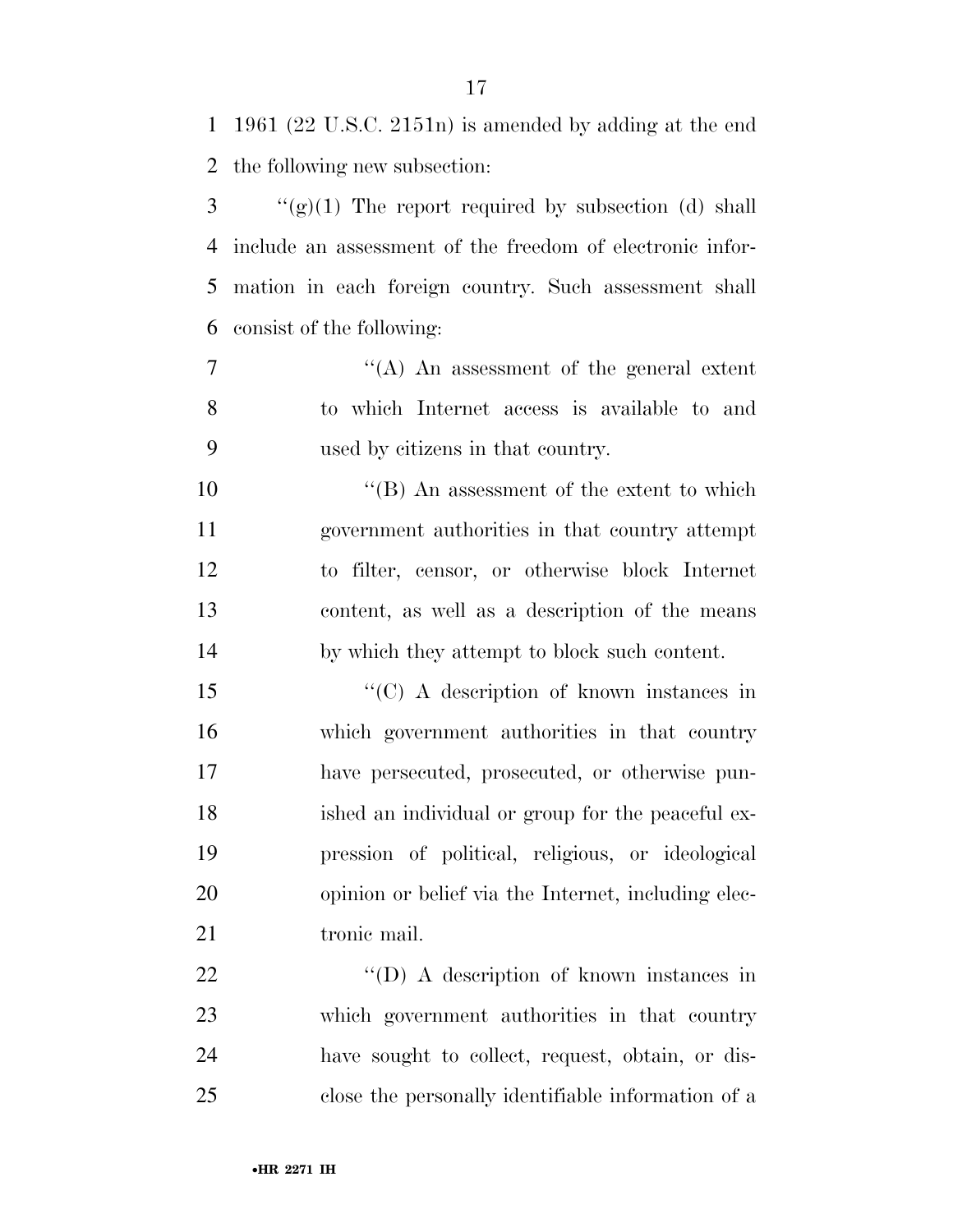1961 (22 U.S.C. 2151n) is amended by adding at the end the following new subsection:

"(g)(1) The report required by subsection (d) shall include an assessment of the freedom of electronic information in each foreign country. Such assessment shall consist of the following:

"(A) An assessment of the general extent to which Internet access is available to and used by citizens in that country.

"(B) An assessment of the extent to which government authorities in that country attempt to filter, censor, or otherwise block Internet content, as well as a description of the means by which they attempt to block such content.

"(C) A description of known instances in which government authorities in that country have persecuted, prosecuted, or otherwise punished an individual or group for the peaceful expression of political, religious, or ideological opinion or belief via the Internet, including electronic mail.

"(D) A description of known instances in which government authorities in that country have sought to collect, request, obtain, or disclose the personally identifiable information of a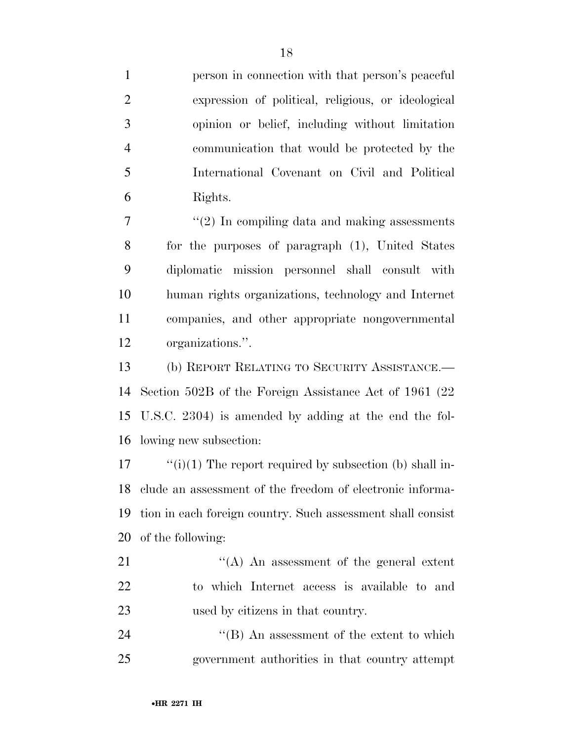person in connection with that person's peaceful expression of political, religious, or ideological opinion or belief, including without limitation communication that would be protected by the International Covenant on Civil and Political Rights.

''(2) In compiling data and making assessments for the purposes of paragraph (1), United States diplomatic mission personnel shall consult with human rights organizations, technology and Internet companies, and other appropriate nongovernmental organizations.''.

(b) REPORT RELATING TO SECURITY ASSISTANCE.—Section 502B of the Foreign Assistance Act of 1961 (22 U.S.C. 2304) is amended by adding at the end the following new subsection:

''(i)(1) The report required by subsection (b) shall include an assessment of the freedom of electronic information in each foreign country. Such assessment shall consist of the following:

''(A) An assessment of the general extent to which Internet access is available to and used by citizens in that country.

''(B) An assessment of the extent to which government authorities in that country attempt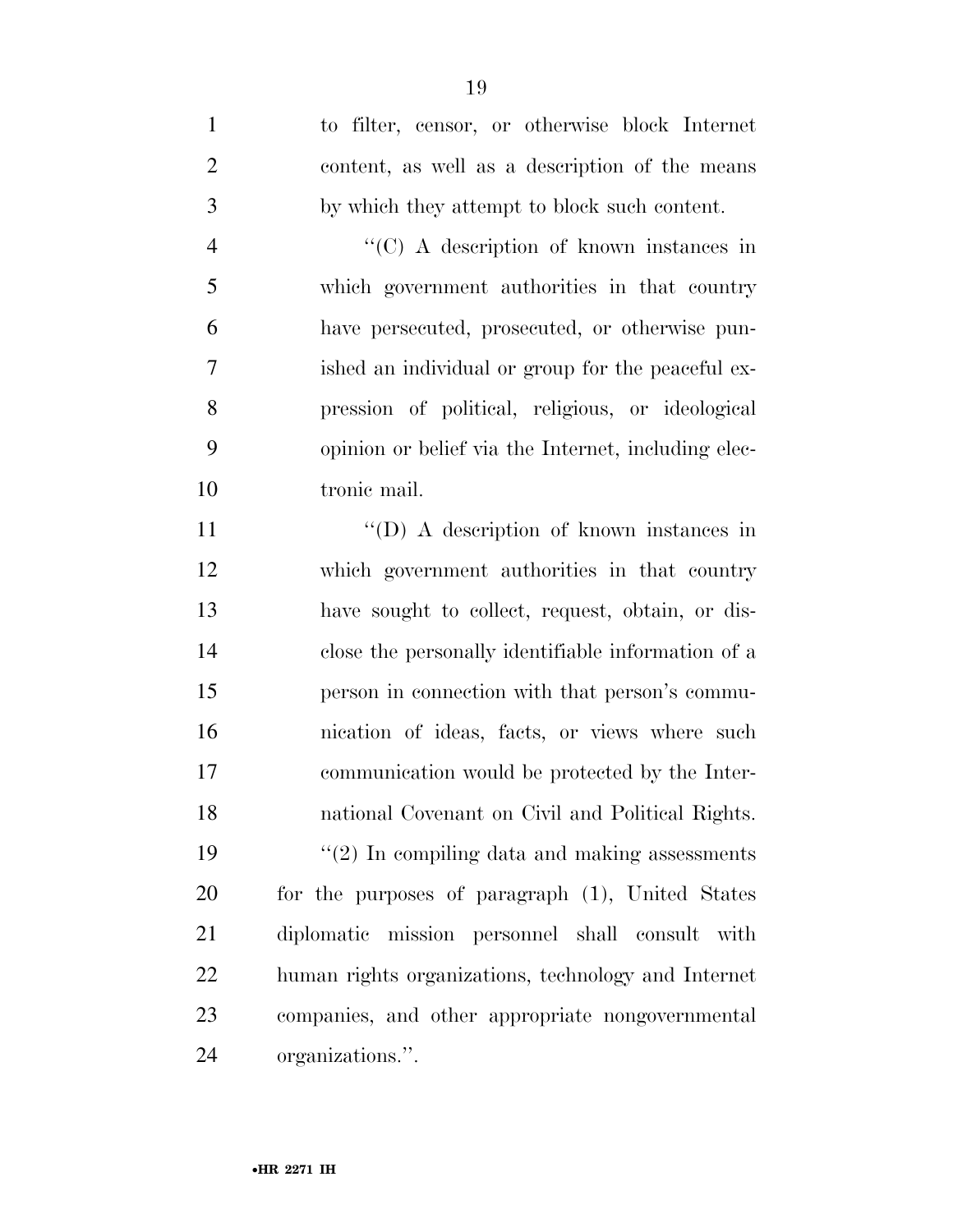to filter, censor, or otherwise block Internet content, as well as a description of the means by which they attempt to block such content.

''(C) A description of known instances in which government authorities in that country have persecuted, prosecuted, or otherwise punished an individual or group for the peaceful expression of political, religious, or ideological opinion or belief via the Internet, including electronic mail.

''(D) A description of known instances in which government authorities in that country have sought to collect, request, obtain, or disclose the personally identifiable information of a person in connection with that person's communication of ideas, facts, or views where such communication would be protected by the International Covenant on Civil and Political Rights.

''(2) In compiling data and making assessments for the purposes of paragraph (1), United States diplomatic mission personnel shall consult with human rights organizations, technology and Internet companies, and other appropriate nongovernmental organizations.''.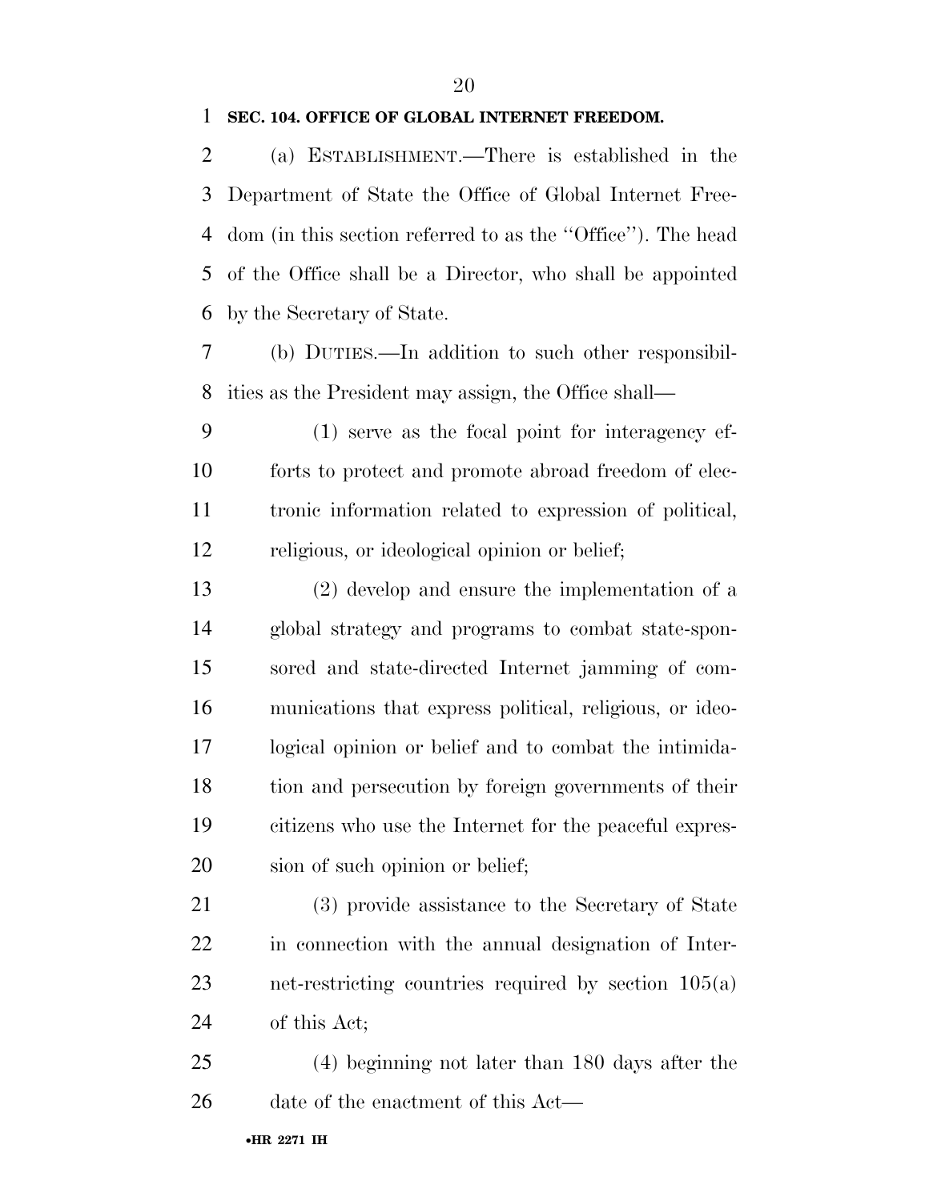**SEC. 104. OFFICE OF GLOBAL INTERNET FREEDOM.**

(a) ESTABLISHMENT.—There is established in the Department of State the Office of Global Internet Freedom (in this section referred to as the ''Office''). The head of the Office shall be a Director, who shall be appointed by the Secretary of State.

(b) DUTIES.—In addition to such other responsibilities as the President may assign, the Office shall—

(1) serve as the focal point for interagency efforts to protect and promote abroad freedom of electronic information related to expression of political, religious, or ideological opinion or belief;

(2) develop and ensure the implementation of a global strategy and programs to combat state-sponsored and state-directed Internet jamming of communications that express political, religious, or ideological opinion or belief and to combat the intimidation and persecution by foreign governments of their citizens who use the Internet for the peaceful expression of such opinion or belief;

(3) provide assistance to the Secretary of State in connection with the annual designation of Internet-restricting countries required by section 105(a) of this Act;

(4) beginning not later than 180 days after the date of the enactment of this Act—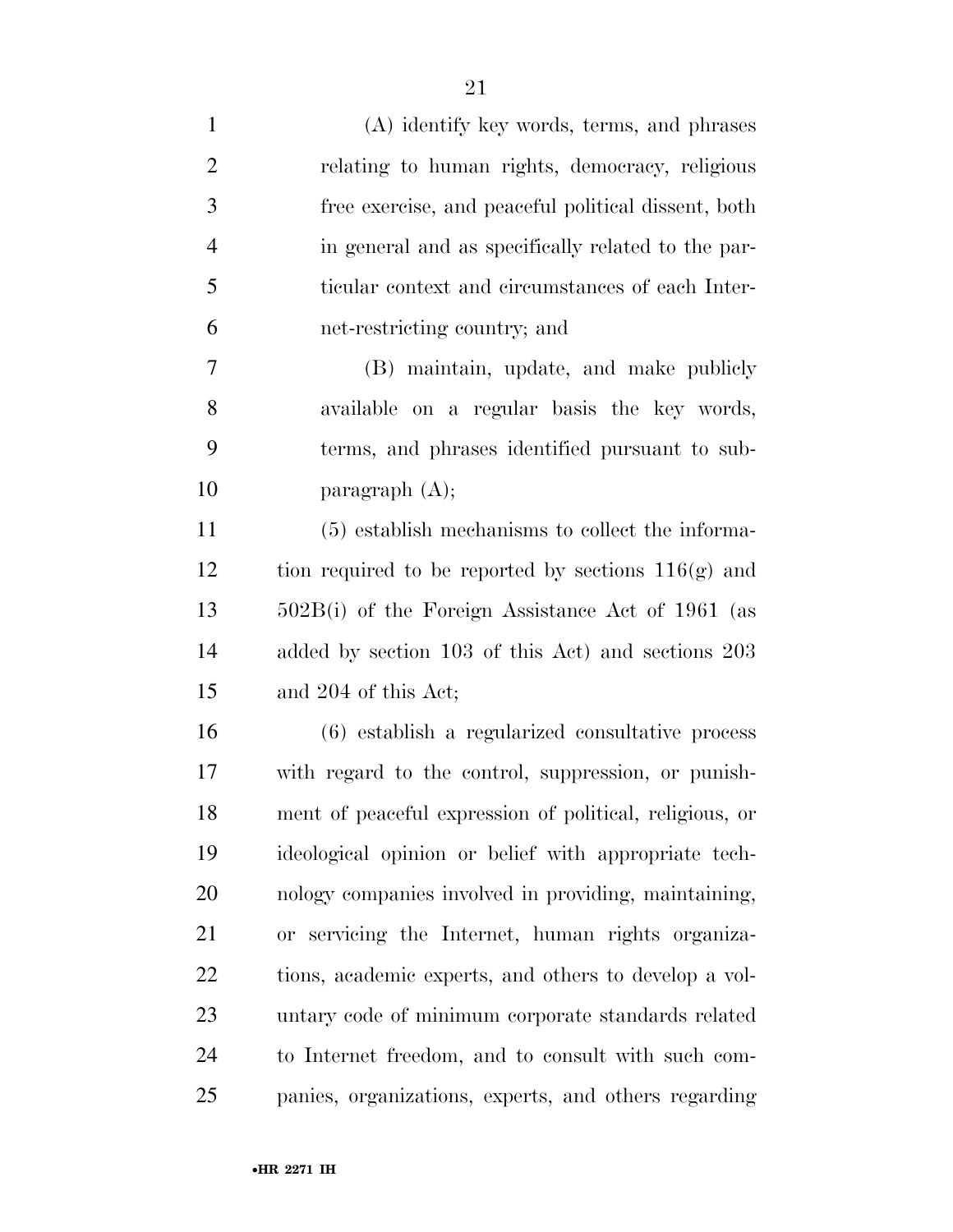(A) identify key words, terms, and phrases relating to human rights, democracy, religious free exercise, and peaceful political dissent, both in general and as specifically related to the particular context and circumstances of each Internet-restricting country; and

(B) maintain, update, and make publicly available on a regular basis the key words, terms, and phrases identified pursuant to subparagraph (A);

(5) establish mechanisms to collect the information required to be reported by sections 116(g) and 502B(i) of the Foreign Assistance Act of 1961 (as added by section 103 of this Act) and sections 203 and 204 of this Act;

(6) establish a regularized consultative process with regard to the control, suppression, or punishment of peaceful expression of political, religious, or ideological opinion or belief with appropriate technology companies involved in providing, maintaining, or servicing the Internet, human rights organizations, academic experts, and others to develop a voluntary code of minimum corporate standards related to Internet freedom, and to consult with such companies, organizations, experts, and others regarding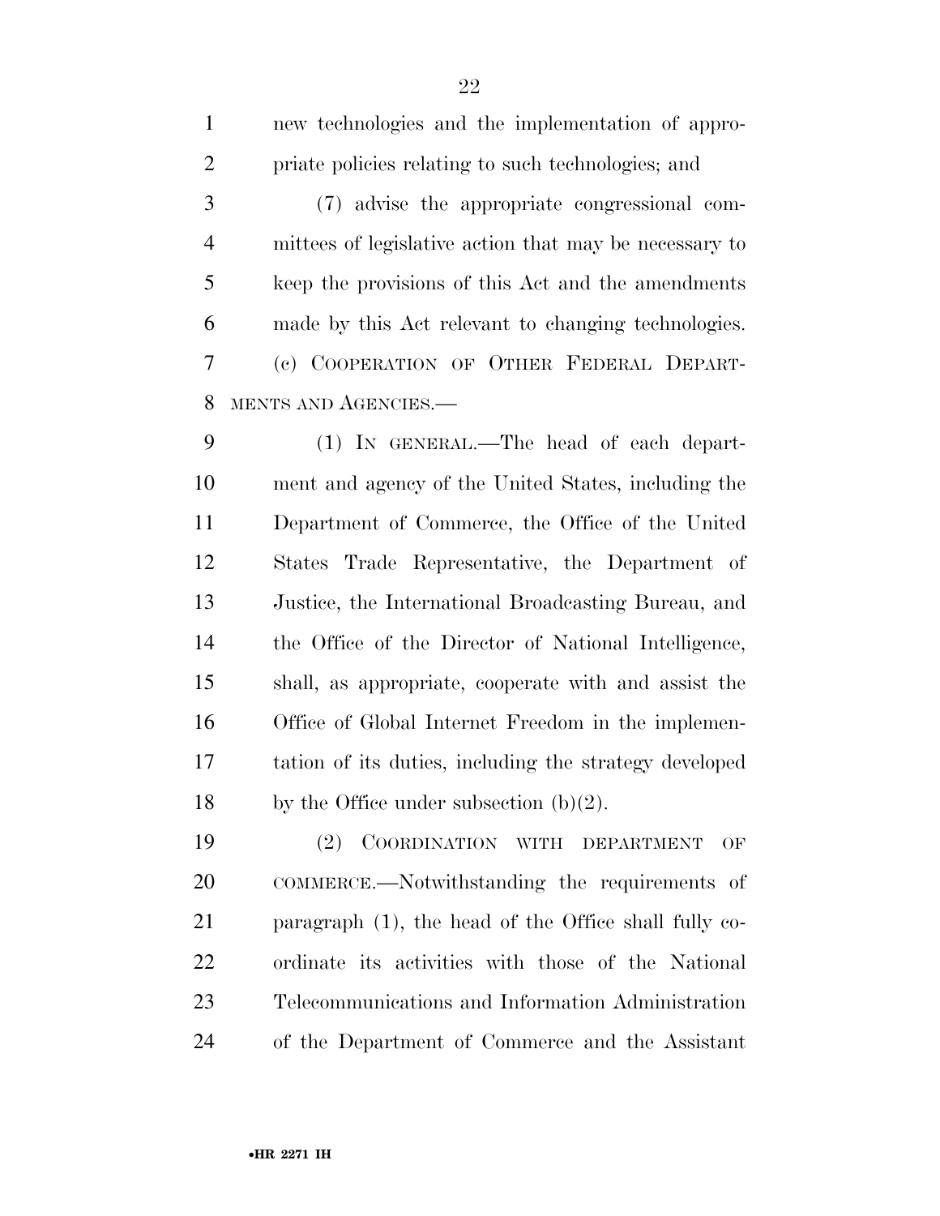new technologies and the implementation of appropriate policies relating to such technologies; and

(7) advise the appropriate congressional committees of legislative action that may be necessary to keep the provisions of this Act and the amendments made by this Act relevant to changing technologies.

(c) COOPERATION OF OTHER FEDERAL DEPARTMENTS AND AGENCIES.—

(1) IN GENERAL.—The head of each department and agency of the United States, including the Department of Commerce, the Office of the United States Trade Representative, the Department of Justice, the International Broadcasting Bureau, and the Office of the Director of National Intelligence, shall, as appropriate, cooperate with and assist the Office of Global Internet Freedom in the implementation of its duties, including the strategy developed by the Office under subsection (b)(2).

(2) COORDINATION WITH DEPARTMENT OF COMMERCE.—Notwithstanding the requirements of paragraph (1), the head of the Office shall fully coordinate its activities with those of the National Telecommunications and Information Administration of the Department of Commerce and the Assistant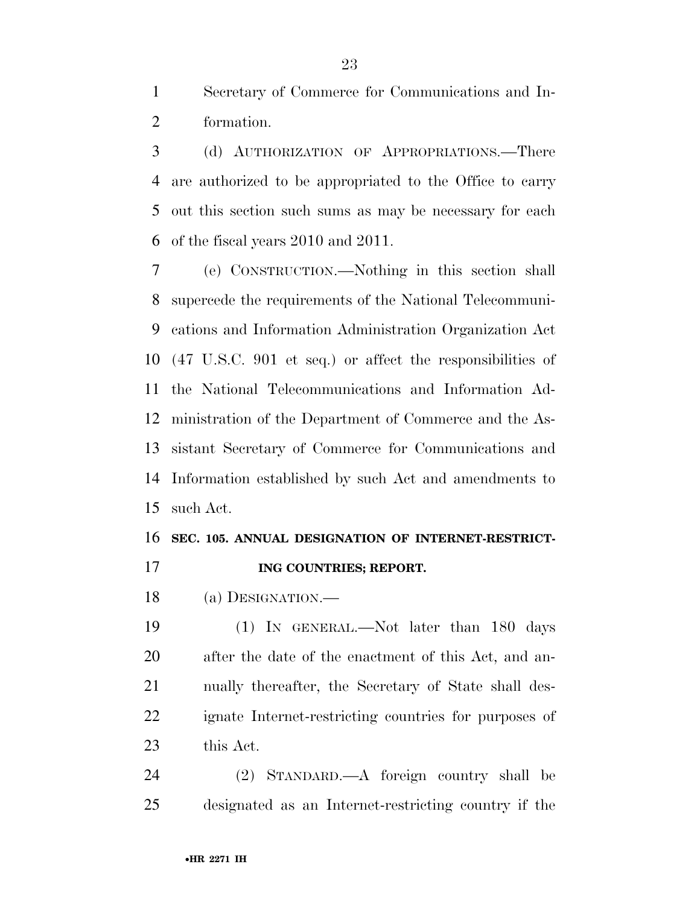Secretary of Commerce for Communications and Information.

(d) AUTHORIZATION OF APPROPRIATIONS.—There are authorized to be appropriated to the Office to carry out this section such sums as may be necessary for each of the fiscal years 2010 and 2011.

(e) CONSTRUCTION.—Nothing in this section shall supercede the requirements of the National Telecommunications and Information Administration Organization Act (47 U.S.C. 901 et seq.) or affect the responsibilities of the National Telecommunications and Information Administration of the Department of Commerce and the Assistant Secretary of Commerce for Communications and Information established by such Act and amendments to such Act.

**SEC. 105. ANNUAL DESIGNATION OF INTERNET-RESTRICTING COUNTRIES; REPORT.**

(a) DESIGNATION.—

(1) IN GENERAL.—Not later than 180 days after the date of the enactment of this Act, and annually thereafter, the Secretary of State shall designate Internet-restricting countries for purposes of this Act.

(2) STANDARD.—A foreign country shall be designated as an Internet-restricting country if the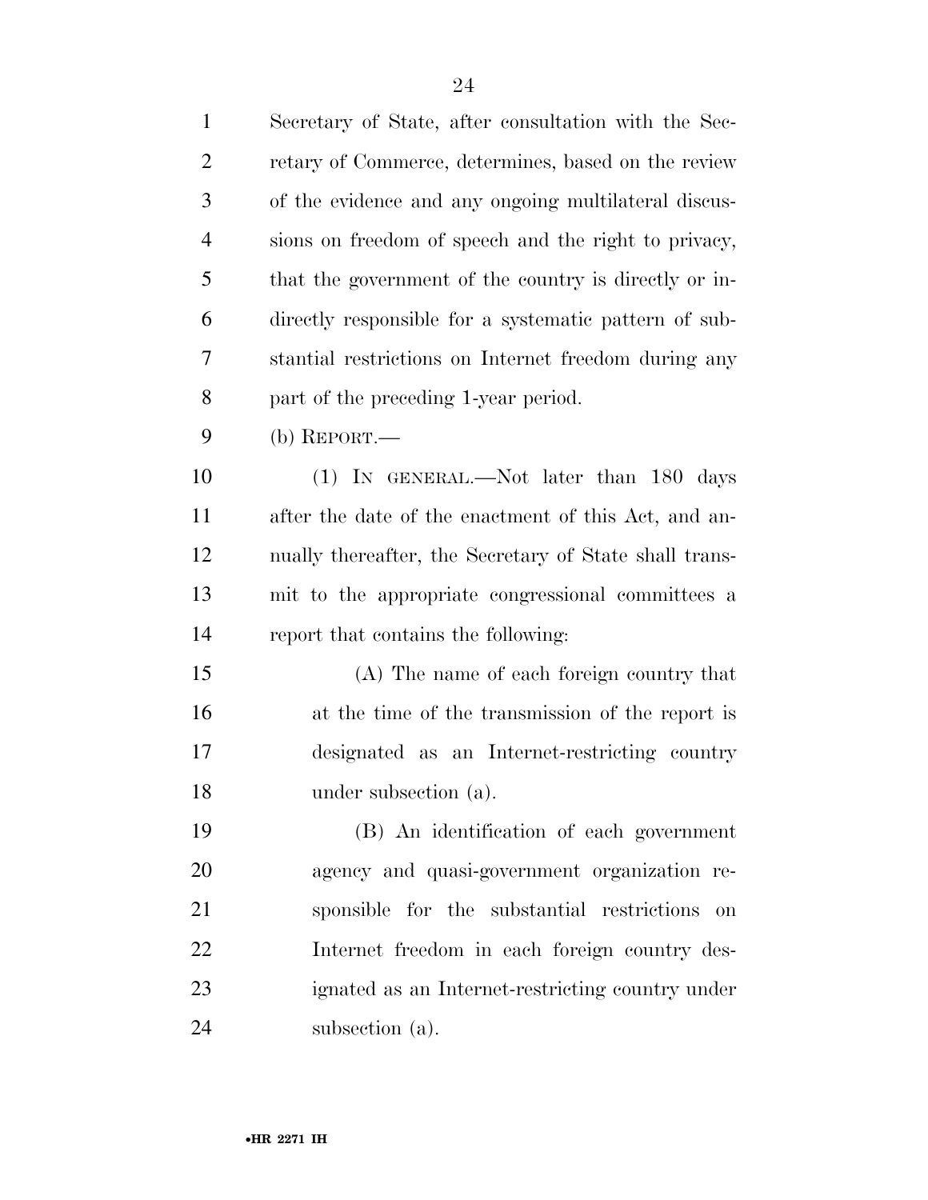Secretary of State, after consultation with the Secretary of Commerce, determines, based on the review of the evidence and any ongoing multilateral discussions on freedom of speech and the right to privacy, that the government of the country is directly or indirectly responsible for a systematic pattern of substantial restrictions on Internet freedom during any part of the preceding 1-year period.

(b) REPORT.—

(1) IN GENERAL.—Not later than 180 days after the date of the enactment of this Act, and annually thereafter, the Secretary of State shall transmit to the appropriate congressional committees a report that contains the following:

(A) The name of each foreign country that at the time of the transmission of the report is designated as an Internet-restricting country under subsection (a).

(B) An identification of each government agency and quasi-government organization responsible for the substantial restrictions on Internet freedom in each foreign country designated as an Internet-restricting country under subsection (a).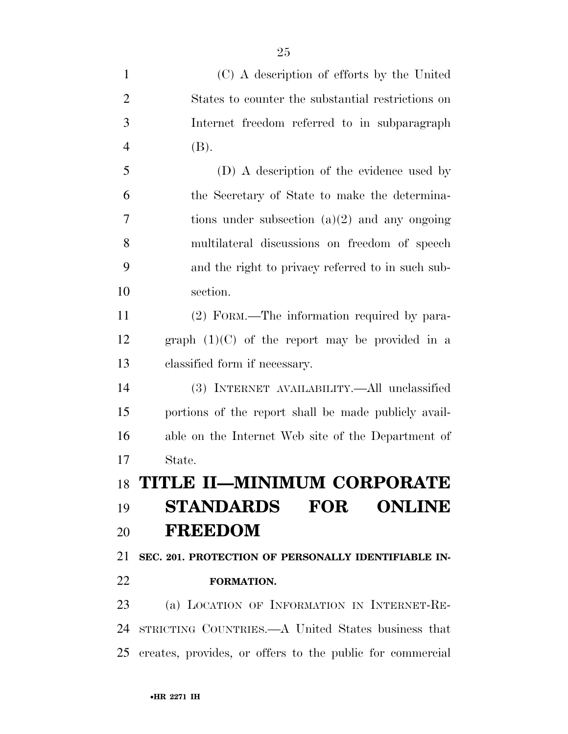(C) A description of efforts by the United States to counter the substantial restrictions on Internet freedom referred to in subparagraph (B).

(D) A description of the evidence used by the Secretary of State to make the determinations under subsection (a)(2) and any ongoing multilateral discussions on freedom of speech and the right to privacy referred to in such subsection.

(2) FORM.—The information required by paragraph (1)(C) of the report may be provided in a classified form if necessary.

(3) INTERNET AVAILABILITY.—All unclassified portions of the report shall be made publicly available on the Internet Web site of the Department of State.

# TITLE II—MINIMUM CORPORATE STANDARDS FOR ONLINE FREEDOM

## SEC. 201. PROTECTION OF PERSONALLY IDENTIFIABLE INFORMATION.

(a) LOCATION OF INFORMATION IN INTERNET-RESTRICTING COUNTRIES.—A United States business that creates, provides, or offers to the public for commercial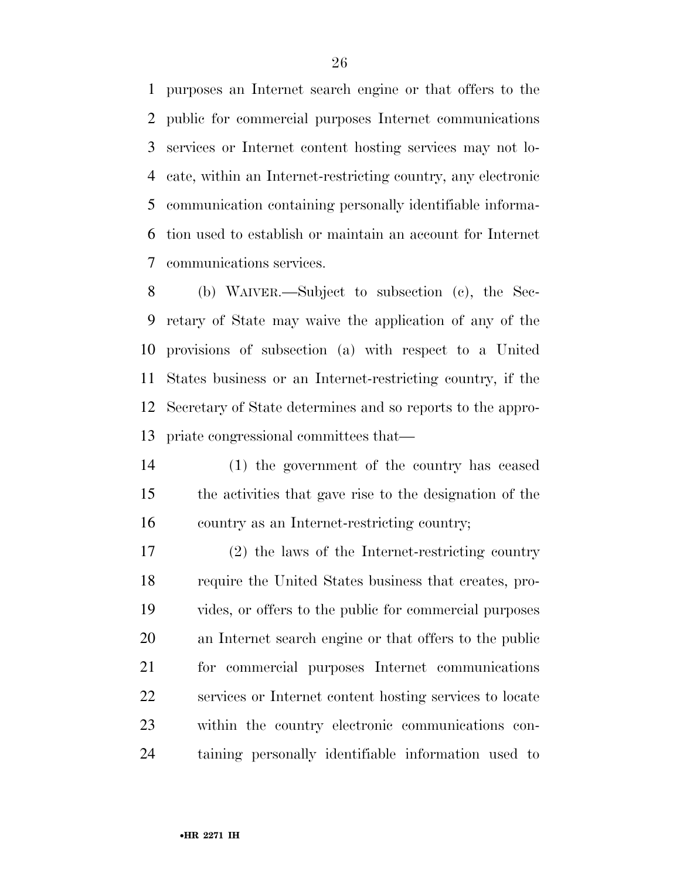purposes an Internet search engine or that offers to the public for commercial purposes Internet communications services or Internet content hosting services may not locate, within an Internet-restricting country, any electronic communication containing personally identifiable information used to establish or maintain an account for Internet communications services.

(b) WAIVER.—Subject to subsection (c), the Secretary of State may waive the application of any of the provisions of subsection (a) with respect to a United States business or an Internet-restricting country, if the Secretary of State determines and so reports to the appropriate congressional committees that—

(1) the government of the country has ceased the activities that gave rise to the designation of the country as an Internet-restricting country;

(2) the laws of the Internet-restricting country require the United States business that creates, provides, or offers to the public for commercial purposes an Internet search engine or that offers to the public for commercial purposes Internet communications services or Internet content hosting services to locate within the country electronic communications containing personally identifiable information used to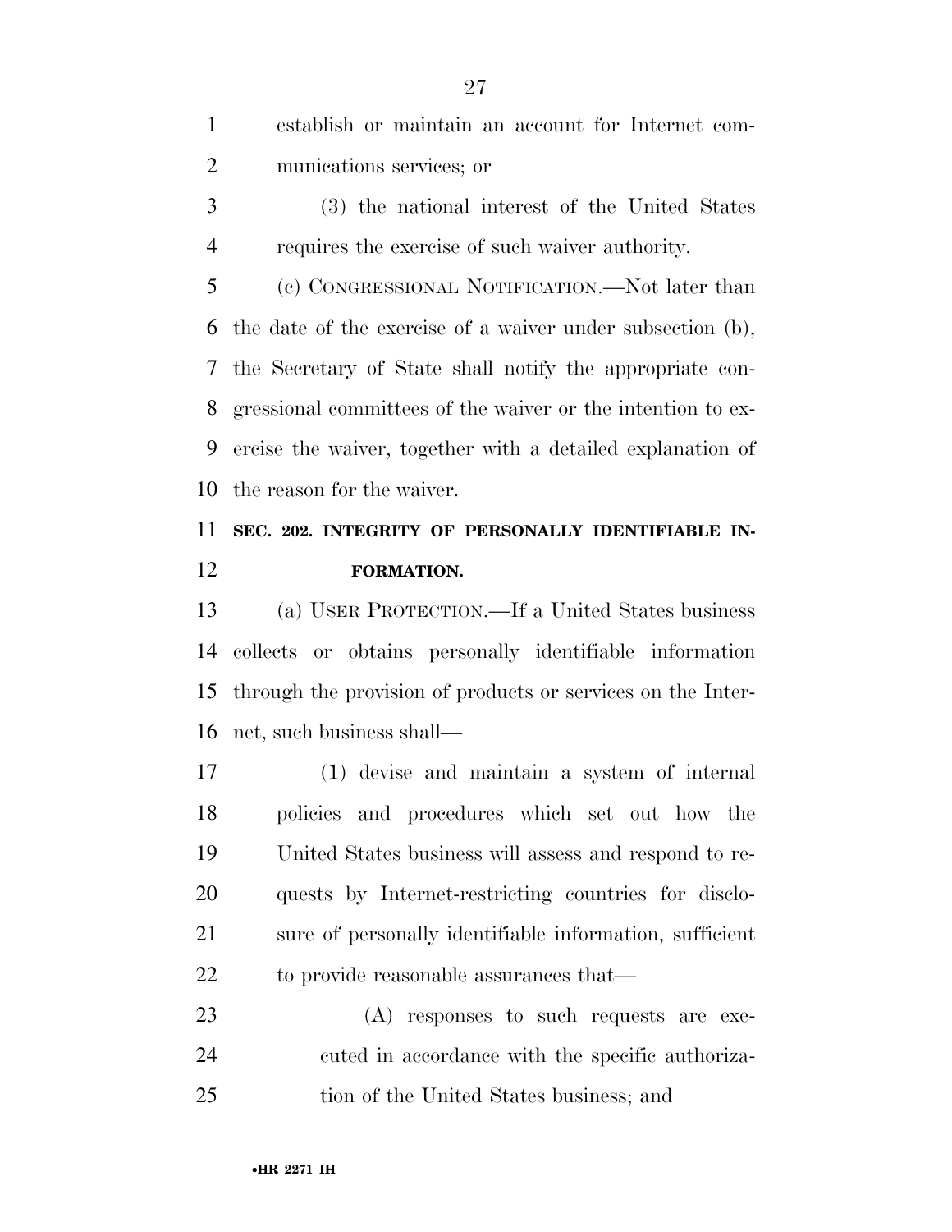establish or maintain an account for Internet communications services; or

(3) the national interest of the United States requires the exercise of such waiver authority.

(c) CONGRESSIONAL NOTIFICATION.—Not later than the date of the exercise of a waiver under subsection (b), the Secretary of State shall notify the appropriate congressional committees of the waiver or the intention to exercise the waiver, together with a detailed explanation of the reason for the waiver.

**SEC. 202. INTEGRITY OF PERSONALLY IDENTIFIABLE INFORMATION.**

(a) USER PROTECTION.—If a United States business collects or obtains personally identifiable information through the provision of products or services on the Internet, such business shall—

(1) devise and maintain a system of internal policies and procedures which set out how the United States business will assess and respond to requests by Internet-restricting countries for disclosure of personally identifiable information, sufficient to provide reasonable assurances that—

(A) responses to such requests are executed in accordance with the specific authorization of the United States business; and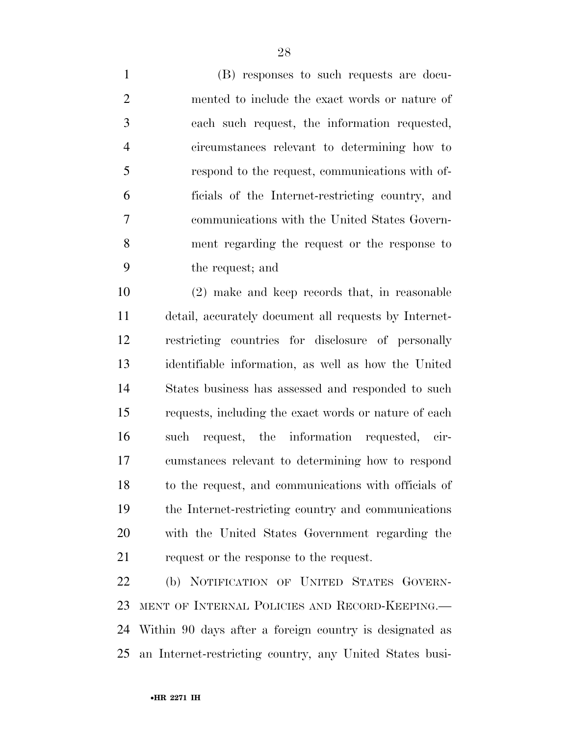(B) responses to such requests are documented to include the exact words or nature of each such request, the information requested, circumstances relevant to determining how to respond to the request, communications with officials of the Internet-restricting country, and communications with the United States Government regarding the request or the response to the request; and

(2) make and keep records that, in reasonable detail, accurately document all requests by Internet-restricting countries for disclosure of personally identifiable information, as well as how the United States business has assessed and responded to such requests, including the exact words or nature of each such request, the information requested, circumstances relevant to determining how to respond to the request, and communications with officials of the Internet-restricting country and communications with the United States Government regarding the request or the response to the request.

(b) NOTIFICATION OF UNITED STATES GOVERNMENT OF INTERNAL POLICIES AND RECORD-KEEPING.—Within 90 days after a foreign country is designated as an Internet-restricting country, any United States busi-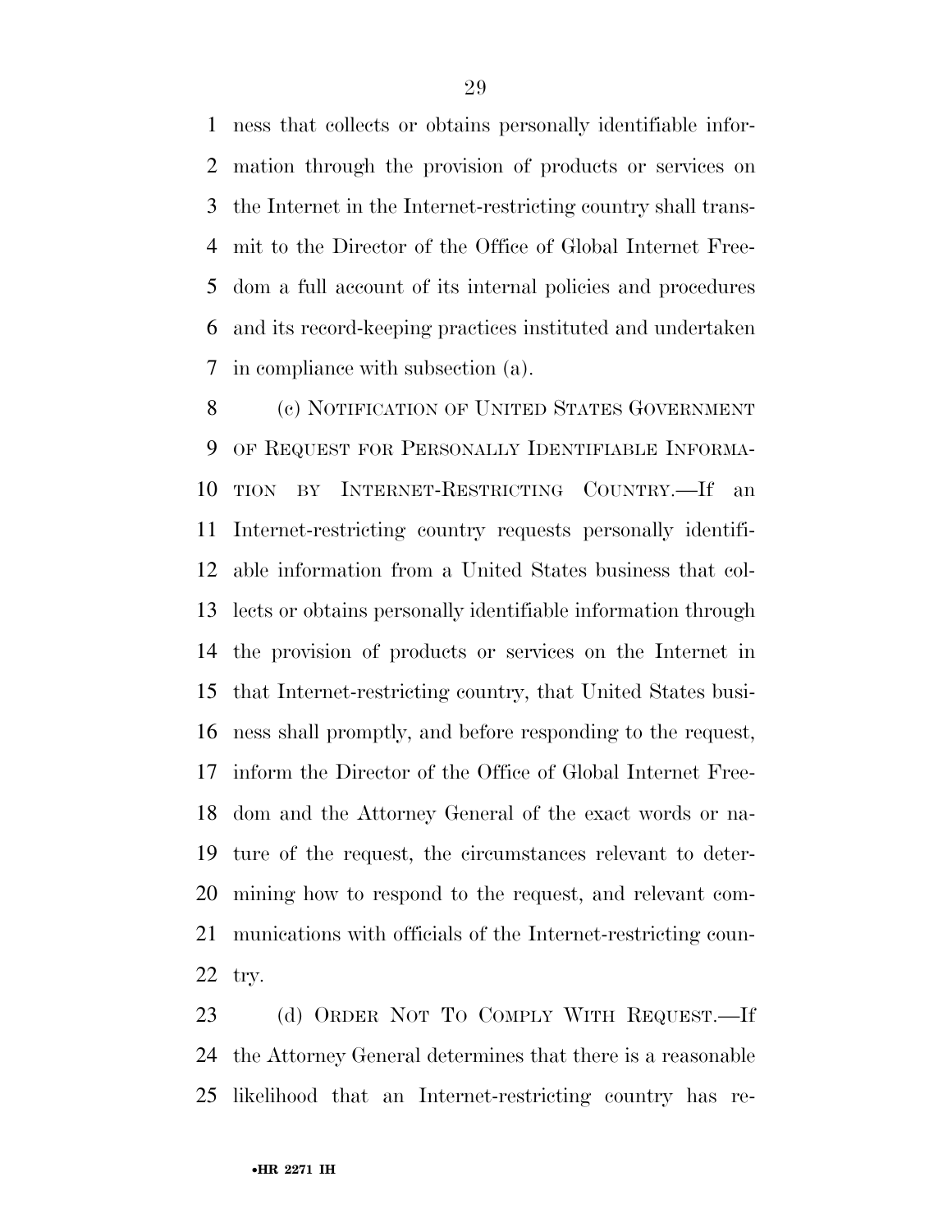ness that collects or obtains personally identifiable information through the provision of products or services on the Internet in the Internet-restricting country shall transmit to the Director of the Office of Global Internet Freedom a full account of its internal policies and procedures and its record-keeping practices instituted and undertaken in compliance with subsection (a).

(c) NOTIFICATION OF UNITED STATES GOVERNMENT OF REQUEST FOR PERSONALLY IDENTIFIABLE INFORMATION BY INTERNET-RESTRICTING COUNTRY.—If an Internet-restricting country requests personally identifiable information from a United States business that collects or obtains personally identifiable information through the provision of products or services on the Internet in that Internet-restricting country, that United States business shall promptly, and before responding to the request, inform the Director of the Office of Global Internet Freedom and the Attorney General of the exact words or nature of the request, the circumstances relevant to determining how to respond to the request, and relevant communications with officials of the Internet-restricting country.

(d) ORDER NOT TO COMPLY WITH REQUEST.—If the Attorney General determines that there is a reasonable likelihood that an Internet-restricting country has re-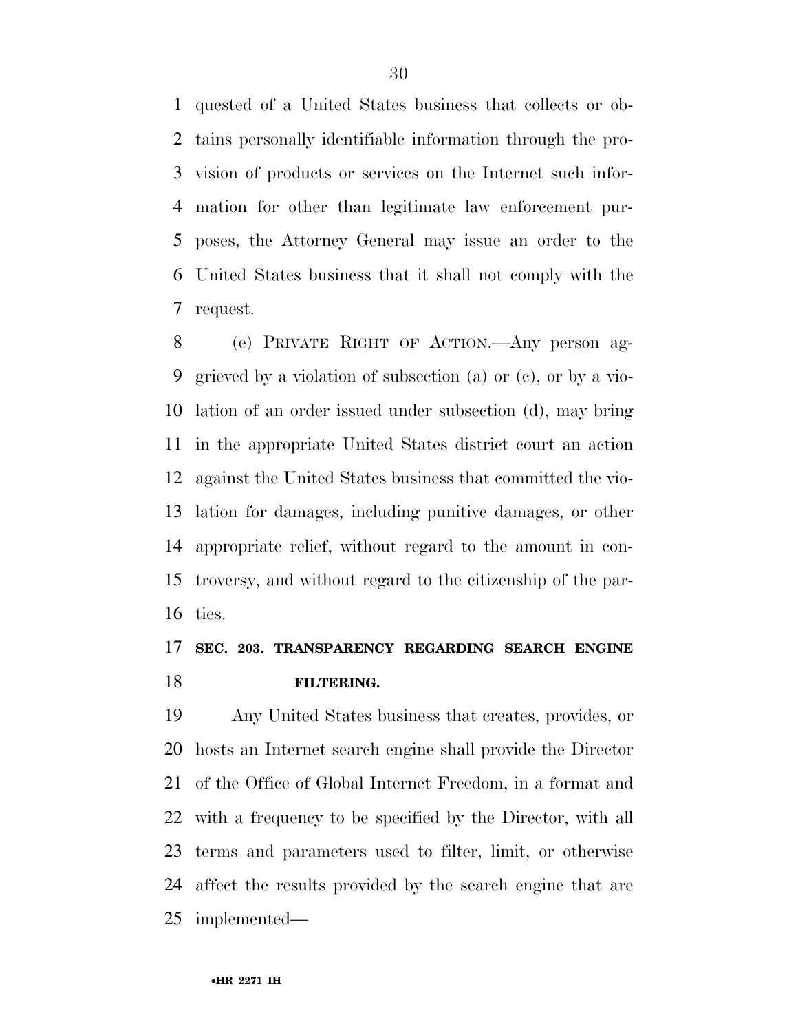quested of a United States business that collects or obtains personally identifiable information through the provision of products or services on the Internet such information for other than legitimate law enforcement purposes, the Attorney General may issue an order to the United States business that it shall not comply with the request.

(e) PRIVATE RIGHT OF ACTION.—Any person aggrieved by a violation of subsection (a) or (c), or by a violation of an order issued under subsection (d), may bring in the appropriate United States district court an action against the United States business that committed the violation for damages, including punitive damages, or other appropriate relief, without regard to the amount in controversy, and without regard to the citizenship of the parties.

## SEC. 203. TRANSPARENCY REGARDING SEARCH ENGINE FILTERING.

Any United States business that creates, provides, or hosts an Internet search engine shall provide the Director of the Office of Global Internet Freedom, in a format and with a frequency to be specified by the Director, with all terms and parameters used to filter, limit, or otherwise affect the results provided by the search engine that are implemented—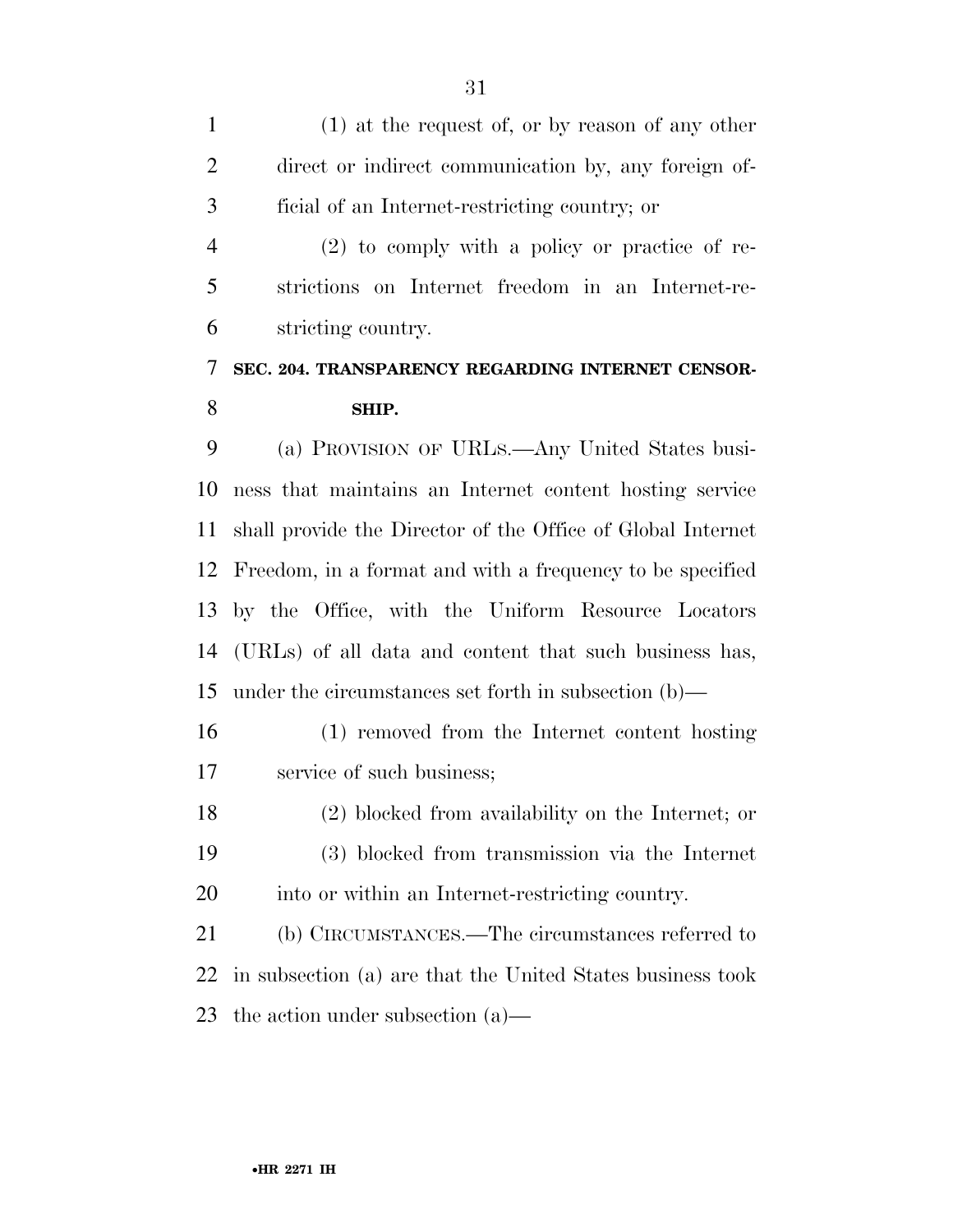(1) at the request of, or by reason of any other direct or indirect communication by, any foreign official of an Internet-restricting country; or

(2) to comply with a policy or practice of restrictions on Internet freedom in an Internet-restricting country.

### SEC. 204. TRANSPARENCY REGARDING INTERNET CENSORSHIP.

(a) PROVISION OF URLS.—Any United States business that maintains an Internet content hosting service shall provide the Director of the Office of Global Internet Freedom, in a format and with a frequency to be specified by the Office, with the Uniform Resource Locators (URLs) of all data and content that such business has, under the circumstances set forth in subsection (b)—

(1) removed from the Internet content hosting service of such business;

(2) blocked from availability on the Internet; or

(3) blocked from transmission via the Internet into or within an Internet-restricting country.

(b) CIRCUMSTANCES.—The circumstances referred to in subsection (a) are that the United States business took the action under subsection (a)—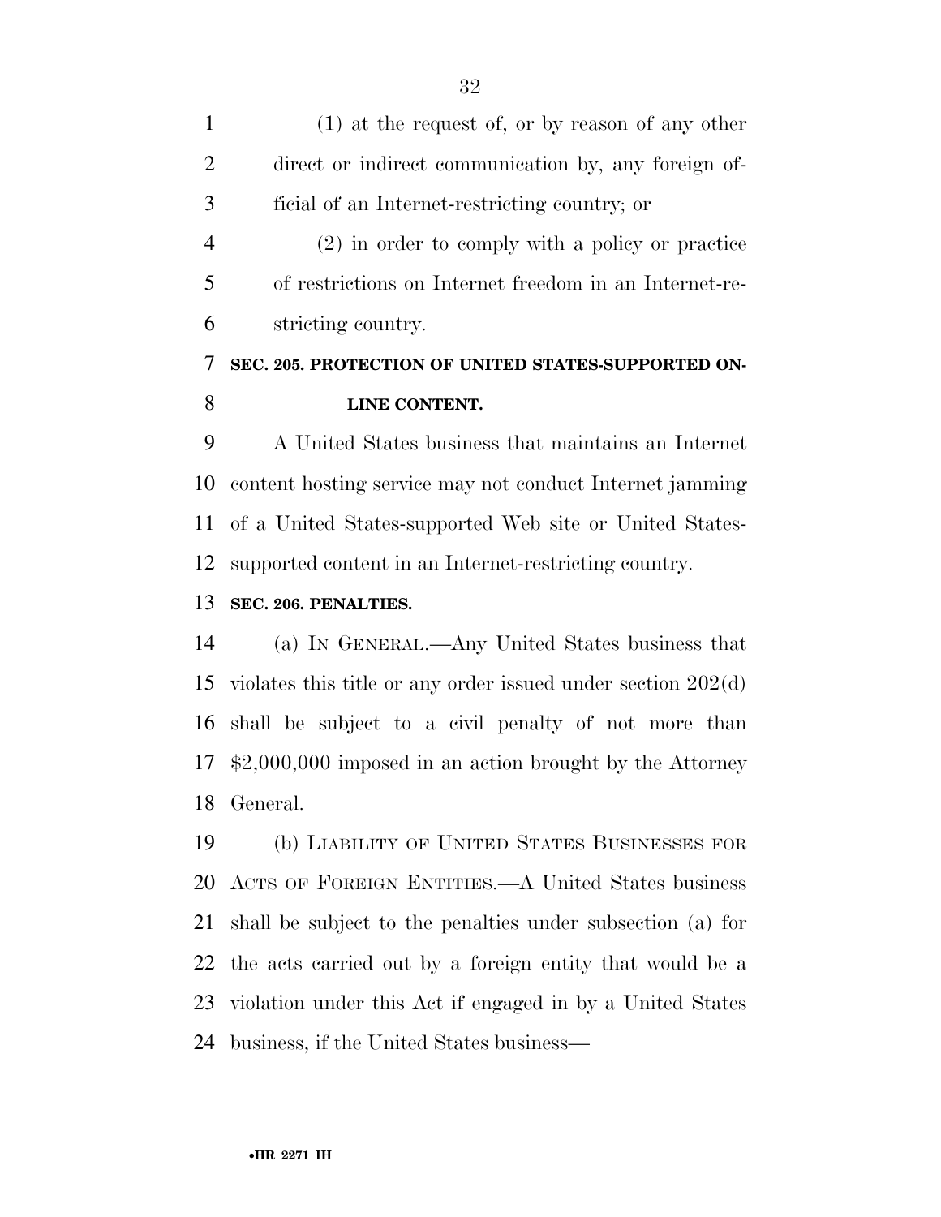(1) at the request of, or by reason of any other direct or indirect communication by, any foreign official of an Internet-restricting country; or

(2) in order to comply with a policy or practice of restrictions on Internet freedom in an Internet-restricting country.

## SEC. 205. PROTECTION OF UNITED STATES-SUPPORTED ONLINE CONTENT.

A United States business that maintains an Internet content hosting service may not conduct Internet jamming of a United States-supported Web site or United States-supported content in an Internet-restricting country.

## SEC. 206. PENALTIES.

(a) IN GENERAL.—Any United States business that violates this title or any order issued under section 202(d) shall be subject to a civil penalty of not more than $2,000,000 imposed in an action brought by the Attorney General.

(b) LIABILITY OF UNITED STATES BUSINESSES FOR ACTS OF FOREIGN ENTITIES.—A United States business shall be subject to the penalties under subsection (a) for the acts carried out by a foreign entity that would be a violation under this Act if engaged in by a United States business, if the United States business—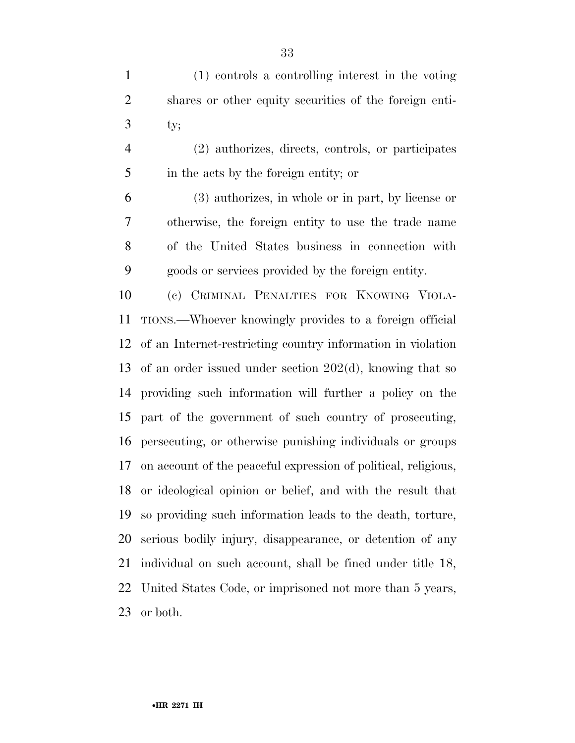(1) controls a controlling interest in the voting shares or other equity securities of the foreign entity;

(2) authorizes, directs, controls, or participates in the acts by the foreign entity; or

(3) authorizes, in whole or in part, by license or otherwise, the foreign entity to use the trade name of the United States business in connection with goods or services provided by the foreign entity.

(c) CRIMINAL PENALTIES FOR KNOWING VIOLATIONS.—Whoever knowingly provides to a foreign official of an Internet-restricting country information in violation of an order issued under section 202(d), knowing that so providing such information will further a policy on the part of the government of such country of prosecuting, persecuting, or otherwise punishing individuals or groups on account of the peaceful expression of political, religious, or ideological opinion or belief, and with the result that so providing such information leads to the death, torture, serious bodily injury, disappearance, or detention of any individual on such account, shall be fined under title 18, United States Code, or imprisoned not more than 5 years, or both.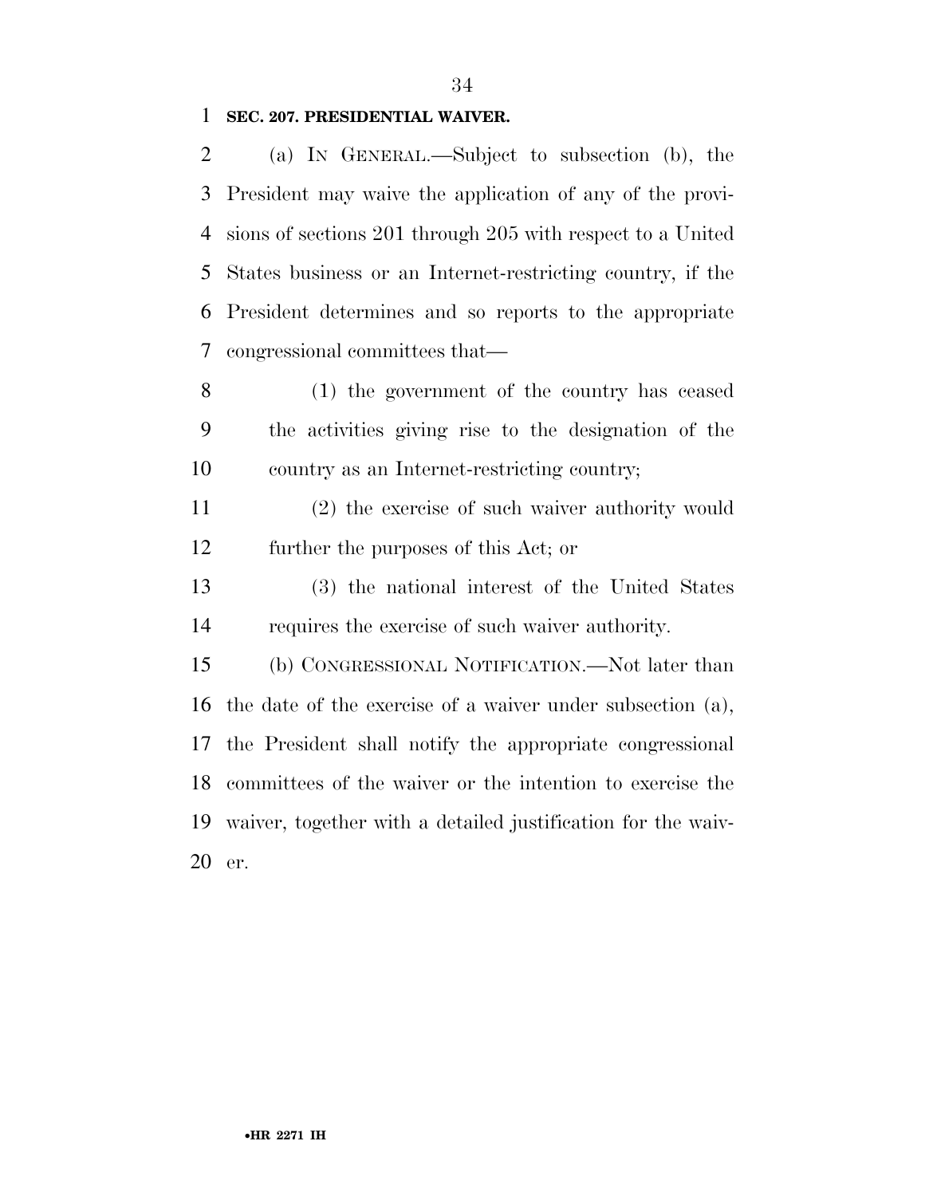**SEC. 207. PRESIDENTIAL WAIVER.**

(a) IN GENERAL.—Subject to subsection (b), the President may waive the application of any of the provisions of sections 201 through 205 with respect to a United States business or an Internet-restricting country, if the President determines and so reports to the appropriate congressional committees that—

(1) the government of the country has ceased the activities giving rise to the designation of the country as an Internet-restricting country;

(2) the exercise of such waiver authority would further the purposes of this Act; or

(3) the national interest of the United States requires the exercise of such waiver authority.

(b) CONGRESSIONAL NOTIFICATION.—Not later than the date of the exercise of a waiver under subsection (a), the President shall notify the appropriate congressional committees of the waiver or the intention to exercise the waiver, together with a detailed justification for the waiver.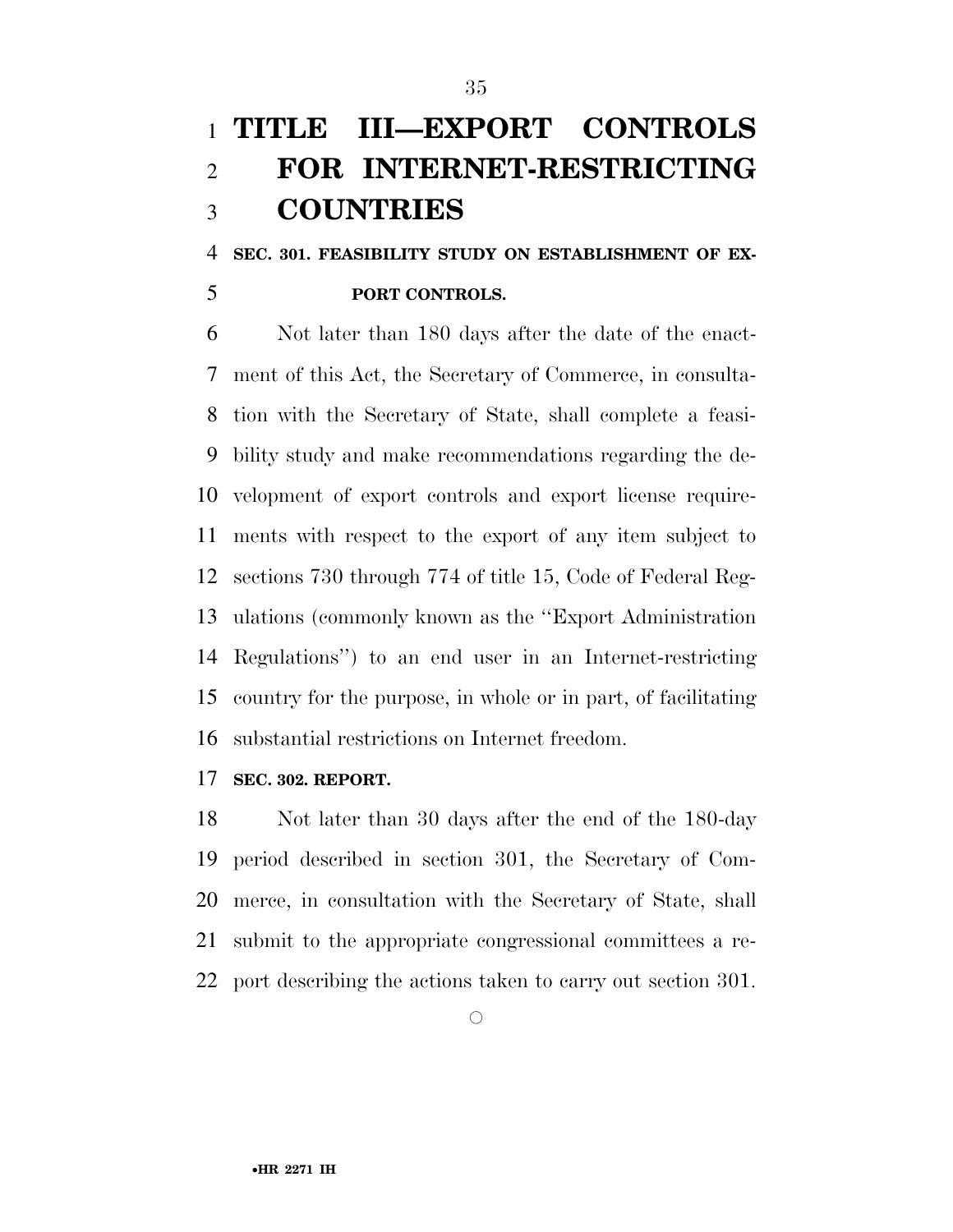# TITLE III—EXPORT CONTROLS FOR INTERNET-RESTRICTING COUNTRIES

### SEC. 301. FEASIBILITY STUDY ON ESTABLISHMENT OF EXPORT CONTROLS.

Not later than 180 days after the date of the enactment of this Act, the Secretary of Commerce, in consultation with the Secretary of State, shall complete a feasibility study and make recommendations regarding the development of export controls and export license requirements with respect to the export of any item subject to sections 730 through 774 of title 15, Code of Federal Regulations (commonly known as the ''Export Administration Regulations'') to an end user in an Internet-restricting country for the purpose, in whole or in part, of facilitating substantial restrictions on Internet freedom.

### SEC. 302. REPORT.

Not later than 30 days after the end of the 180-day period described in section 301, the Secretary of Commerce, in consultation with the Secretary of State, shall submit to the appropriate congressional committees a report describing the actions taken to carry out section 301.

○